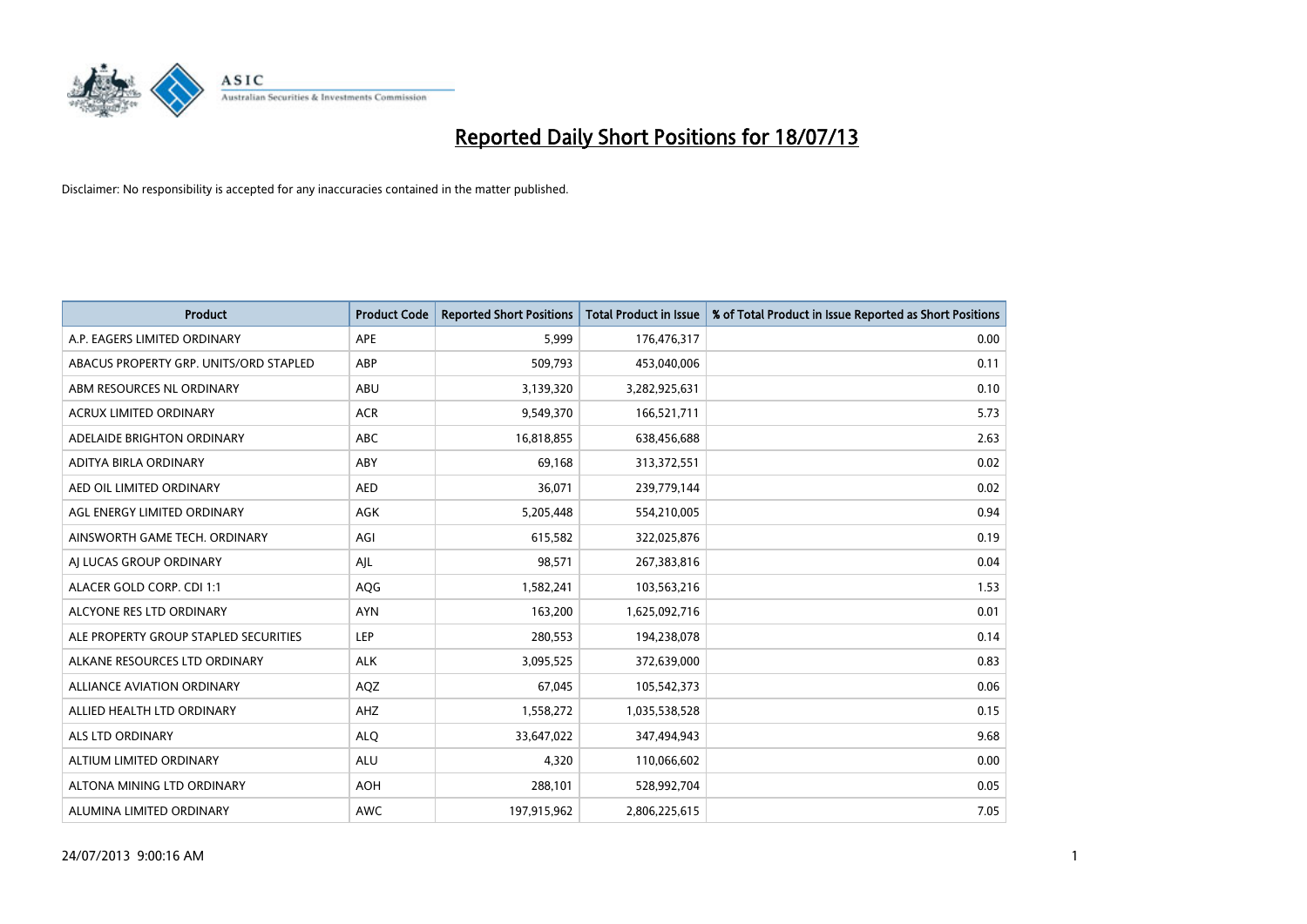# Reported Daily Short Positions for 18/07/13

Disclaimer: No responsibility is accepted for any inaccuracies contained in the matter published.

| Product | Product Code | Reported Short Positions | Total Product in Issue | % of Total Product in Issue Reported as Short Positions |
|---|---|---|---|---|
| A.P. EAGERS LIMITED ORDINARY | APE | 5,999 | 176,476,317 | 0.00 |
| ABACUS PROPERTY GRP. UNITS/ORD STAPLED | ABP | 509,793 | 453,040,006 | 0.11 |
| ABM RESOURCES NL ORDINARY | ABU | 3,139,320 | 3,282,925,631 | 0.10 |
| ACRUX LIMITED ORDINARY | ACR | 9,549,370 | 166,521,711 | 5.73 |
| ADELAIDE BRIGHTON ORDINARY | ABC | 16,818,855 | 638,456,688 | 2.63 |
| ADITYA BIRLA ORDINARY | ABY | 69,168 | 313,372,551 | 0.02 |
| AED OIL LIMITED ORDINARY | AED | 36,071 | 239,779,144 | 0.02 |
| AGL ENERGY LIMITED ORDINARY | AGK | 5,205,448 | 554,210,005 | 0.94 |
| AINSWORTH GAME TECH. ORDINARY | AGI | 615,582 | 322,025,876 | 0.19 |
| AJ LUCAS GROUP ORDINARY | AJL | 98,571 | 267,383,816 | 0.04 |
| ALACER GOLD CORP. CDI 1:1 | AQG | 1,582,241 | 103,563,216 | 1.53 |
| ALCYONE RES LTD ORDINARY | AYN | 163,200 | 1,625,092,716 | 0.01 |
| ALE PROPERTY GROUP STAPLED SECURITIES | LEP | 280,553 | 194,238,078 | 0.14 |
| ALKANE RESOURCES LTD ORDINARY | ALK | 3,095,525 | 372,639,000 | 0.83 |
| ALLIANCE AVIATION ORDINARY | AQZ | 67,045 | 105,542,373 | 0.06 |
| ALLIED HEALTH LTD ORDINARY | AHZ | 1,558,272 | 1,035,538,528 | 0.15 |
| ALS LTD ORDINARY | ALQ | 33,647,022 | 347,494,943 | 9.68 |
| ALTIUM LIMITED ORDINARY | ALU | 4,320 | 110,066,602 | 0.00 |
| ALTONA MINING LTD ORDINARY | AOH | 288,101 | 528,992,704 | 0.05 |
| ALUMINA LIMITED ORDINARY | AWC | 197,915,962 | 2,806,225,615 | 7.05 |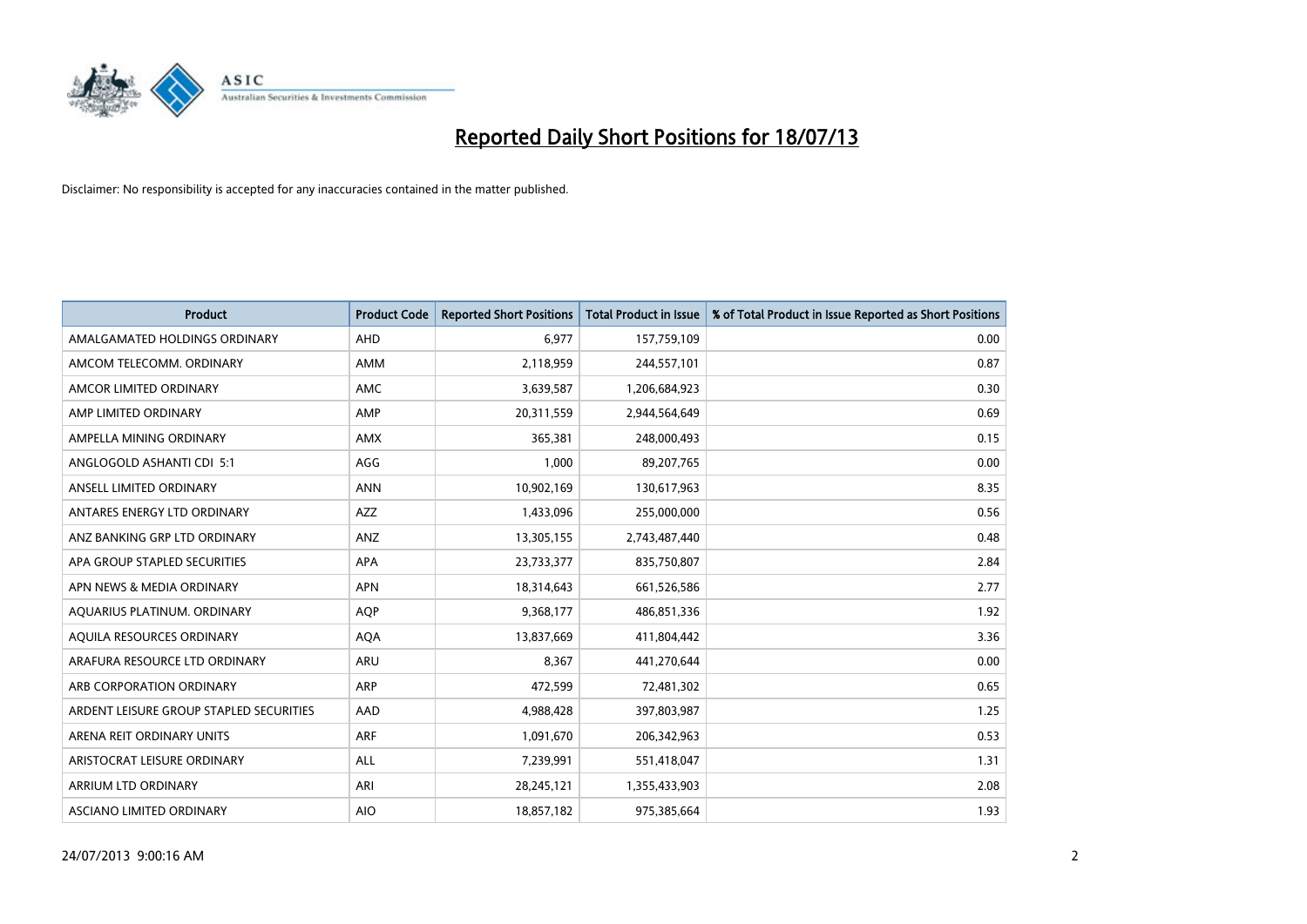# Reported Daily Short Positions for 18/07/13

Disclaimer: No responsibility is accepted for any inaccuracies contained in the matter published.

| Product | Product Code | Reported Short Positions | Total Product in Issue | % of Total Product in Issue Reported as Short Positions |
|---|---|---|---|---|
| AMALGAMATED HOLDINGS ORDINARY | AHD | 6,977 | 157,759,109 | 0.00 |
| AMCOM TELECOMM. ORDINARY | AMM | 2,118,959 | 244,557,101 | 0.87 |
| AMCOR LIMITED ORDINARY | AMC | 3,639,587 | 1,206,684,923 | 0.30 |
| AMP LIMITED ORDINARY | AMP | 20,311,559 | 2,944,564,649 | 0.69 |
| AMPELLA MINING ORDINARY | AMX | 365,381 | 248,000,493 | 0.15 |
| ANGLOGOLD ASHANTI CDI 5:1 | AGG | 1,000 | 89,207,765 | 0.00 |
| ANSELL LIMITED ORDINARY | ANN | 10,902,169 | 130,617,963 | 8.35 |
| ANTARES ENERGY LTD ORDINARY | AZZ | 1,433,096 | 255,000,000 | 0.56 |
| ANZ BANKING GRP LTD ORDINARY | ANZ | 13,305,155 | 2,743,487,440 | 0.48 |
| APA GROUP STAPLED SECURITIES | APA | 23,733,377 | 835,750,807 | 2.84 |
| APN NEWS & MEDIA ORDINARY | APN | 18,314,643 | 661,526,586 | 2.77 |
| AQUARIUS PLATINUM. ORDINARY | AQP | 9,368,177 | 486,851,336 | 1.92 |
| AQUILA RESOURCES ORDINARY | AQA | 13,837,669 | 411,804,442 | 3.36 |
| ARAFURA RESOURCE LTD ORDINARY | ARU | 8,367 | 441,270,644 | 0.00 |
| ARB CORPORATION ORDINARY | ARP | 472,599 | 72,481,302 | 0.65 |
| ARDENT LEISURE GROUP STAPLED SECURITIES | AAD | 4,988,428 | 397,803,987 | 1.25 |
| ARENA REIT ORDINARY UNITS | ARF | 1,091,670 | 206,342,963 | 0.53 |
| ARISTOCRAT LEISURE ORDINARY | ALL | 7,239,991 | 551,418,047 | 1.31 |
| ARRIUM LTD ORDINARY | ARI | 28,245,121 | 1,355,433,903 | 2.08 |
| ASCIANO LIMITED ORDINARY | AIO | 18,857,182 | 975,385,664 | 1.93 |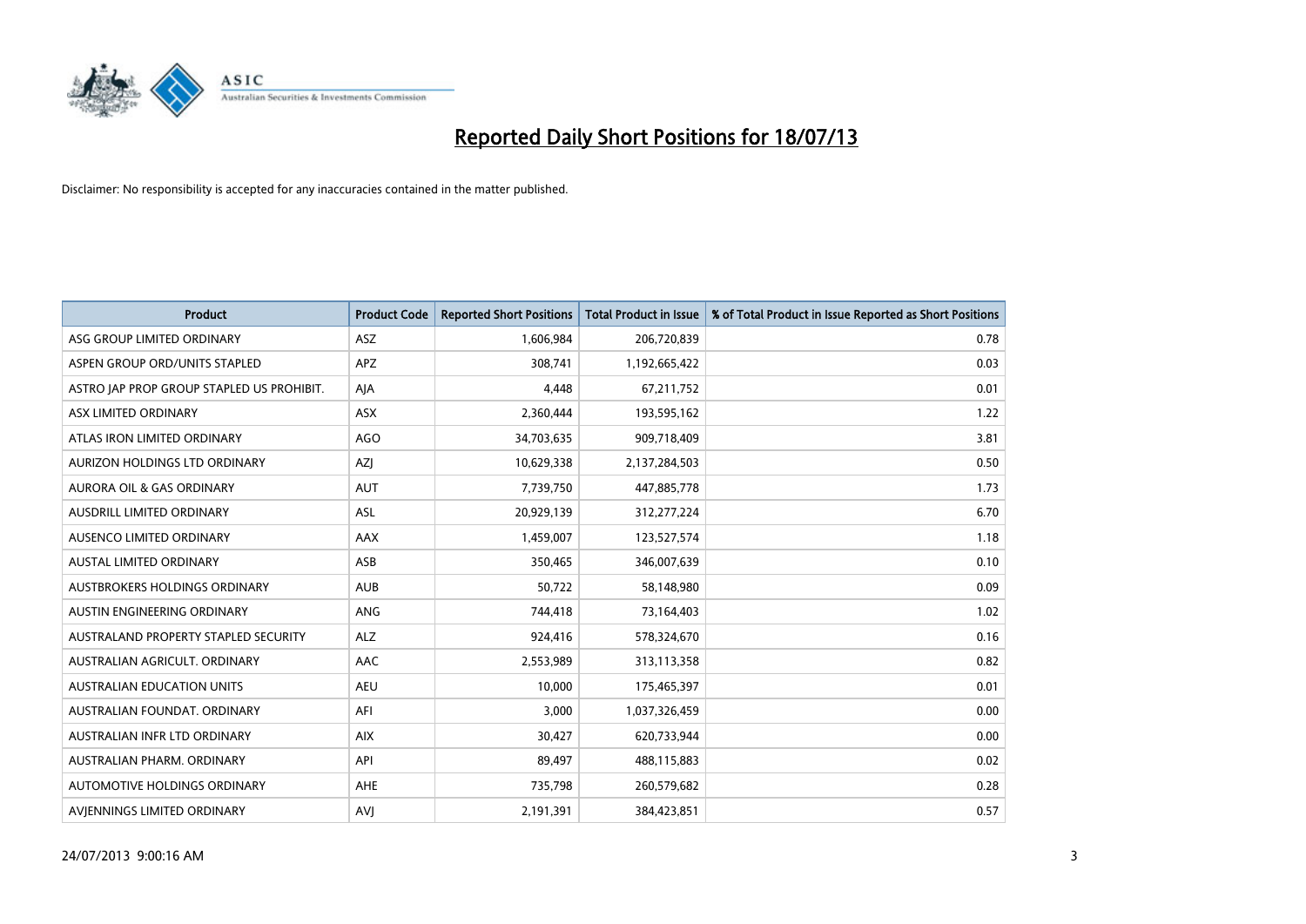# Reported Daily Short Positions for 18/07/13

Disclaimer: No responsibility is accepted for any inaccuracies contained in the matter published.

| Product | Product Code | Reported Short Positions | Total Product in Issue | % of Total Product in Issue Reported as Short Positions |
| --- | --- | --- | --- | --- |
| ASG GROUP LIMITED ORDINARY | ASZ | 1,606,984 | 206,720,839 | 0.78 |
| ASPEN GROUP ORD/UNITS STAPLED | APZ | 308,741 | 1,192,665,422 | 0.03 |
| ASTRO JAP PROP GROUP STAPLED US PROHIBIT. | AJA | 4,448 | 67,211,752 | 0.01 |
| ASX LIMITED ORDINARY | ASX | 2,360,444 | 193,595,162 | 1.22 |
| ATLAS IRON LIMITED ORDINARY | AGO | 34,703,635 | 909,718,409 | 3.81 |
| AURIZON HOLDINGS LTD ORDINARY | AZJ | 10,629,338 | 2,137,284,503 | 0.50 |
| AURORA OIL & GAS ORDINARY | AUT | 7,739,750 | 447,885,778 | 1.73 |
| AUSDRILL LIMITED ORDINARY | ASL | 20,929,139 | 312,277,224 | 6.70 |
| AUSENCO LIMITED ORDINARY | AAX | 1,459,007 | 123,527,574 | 1.18 |
| AUSTAL LIMITED ORDINARY | ASB | 350,465 | 346,007,639 | 0.10 |
| AUSTBROKERS HOLDINGS ORDINARY | AUB | 50,722 | 58,148,980 | 0.09 |
| AUSTIN ENGINEERING ORDINARY | ANG | 744,418 | 73,164,403 | 1.02 |
| AUSTRALAND PROPERTY STAPLED SECURITY | ALZ | 924,416 | 578,324,670 | 0.16 |
| AUSTRALIAN AGRICULT. ORDINARY | AAC | 2,553,989 | 313,113,358 | 0.82 |
| AUSTRALIAN EDUCATION UNITS | AEU | 10,000 | 175,465,397 | 0.01 |
| AUSTRALIAN FOUNDAT. ORDINARY | AFI | 3,000 | 1,037,326,459 | 0.00 |
| AUSTRALIAN INFR LTD ORDINARY | AIX | 30,427 | 620,733,944 | 0.00 |
| AUSTRALIAN PHARM. ORDINARY | API | 89,497 | 488,115,883 | 0.02 |
| AUTOMOTIVE HOLDINGS ORDINARY | AHE | 735,798 | 260,579,682 | 0.28 |
| AVJENNINGS LIMITED ORDINARY | AVJ | 2,191,391 | 384,423,851 | 0.57 |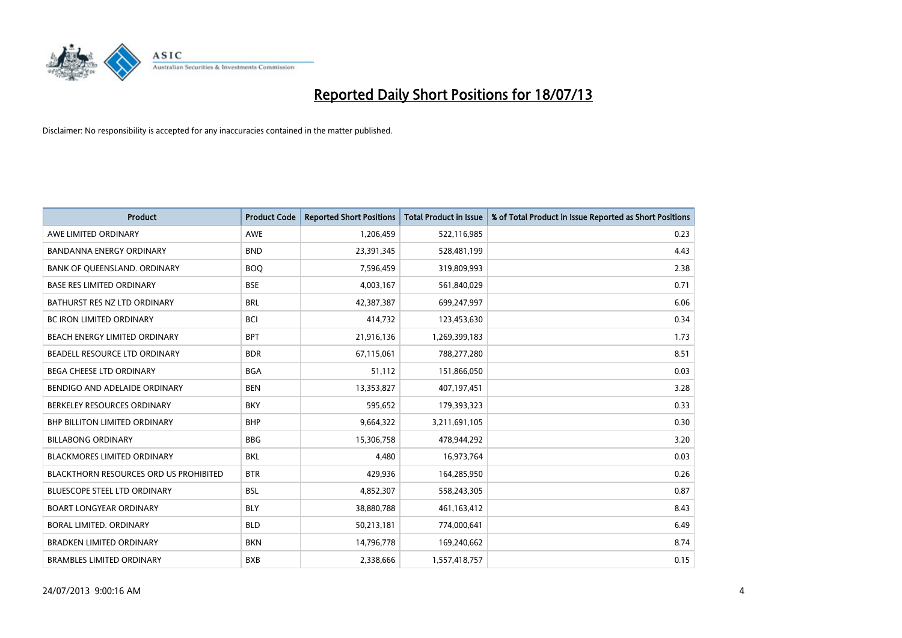# Reported Daily Short Positions for 18/07/13

Disclaimer: No responsibility is accepted for any inaccuracies contained in the matter published.

| Product | Product Code | Reported Short Positions | Total Product in Issue | % of Total Product in Issue Reported as Short Positions |
|---|---|---|---|---|
| AWE LIMITED ORDINARY | AWE | 1,206,459 | 522,116,985 | 0.23 |
| BANDANNA ENERGY ORDINARY | BND | 23,391,345 | 528,481,199 | 4.43 |
| BANK OF QUEENSLAND. ORDINARY | BOQ | 7,596,459 | 319,809,993 | 2.38 |
| BASE RES LIMITED ORDINARY | BSE | 4,003,167 | 561,840,029 | 0.71 |
| BATHURST RES NZ LTD ORDINARY | BRL | 42,387,387 | 699,247,997 | 6.06 |
| BC IRON LIMITED ORDINARY | BCI | 414,732 | 123,453,630 | 0.34 |
| BEACH ENERGY LIMITED ORDINARY | BPT | 21,916,136 | 1,269,399,183 | 1.73 |
| BEADELL RESOURCE LTD ORDINARY | BDR | 67,115,061 | 788,277,280 | 8.51 |
| BEGA CHEESE LTD ORDINARY | BGA | 51,112 | 151,866,050 | 0.03 |
| BENDIGO AND ADELAIDE ORDINARY | BEN | 13,353,827 | 407,197,451 | 3.28 |
| BERKELEY RESOURCES ORDINARY | BKY | 595,652 | 179,393,323 | 0.33 |
| BHP BILLITON LIMITED ORDINARY | BHP | 9,664,322 | 3,211,691,105 | 0.30 |
| BILLABONG ORDINARY | BBG | 15,306,758 | 478,944,292 | 3.20 |
| BLACKMORES LIMITED ORDINARY | BKL | 4,480 | 16,973,764 | 0.03 |
| BLACKTHORN RESOURCES ORD US PROHIBITED | BTR | 429,936 | 164,285,950 | 0.26 |
| BLUESCOPE STEEL LTD ORDINARY | BSL | 4,852,307 | 558,243,305 | 0.87 |
| BOART LONGYEAR ORDINARY | BLY | 38,880,788 | 461,163,412 | 8.43 |
| BORAL LIMITED. ORDINARY | BLD | 50,213,181 | 774,000,641 | 6.49 |
| BRADKEN LIMITED ORDINARY | BKN | 14,796,778 | 169,240,662 | 8.74 |
| BRAMBLES LIMITED ORDINARY | BXB | 2,338,666 | 1,557,418,757 | 0.15 |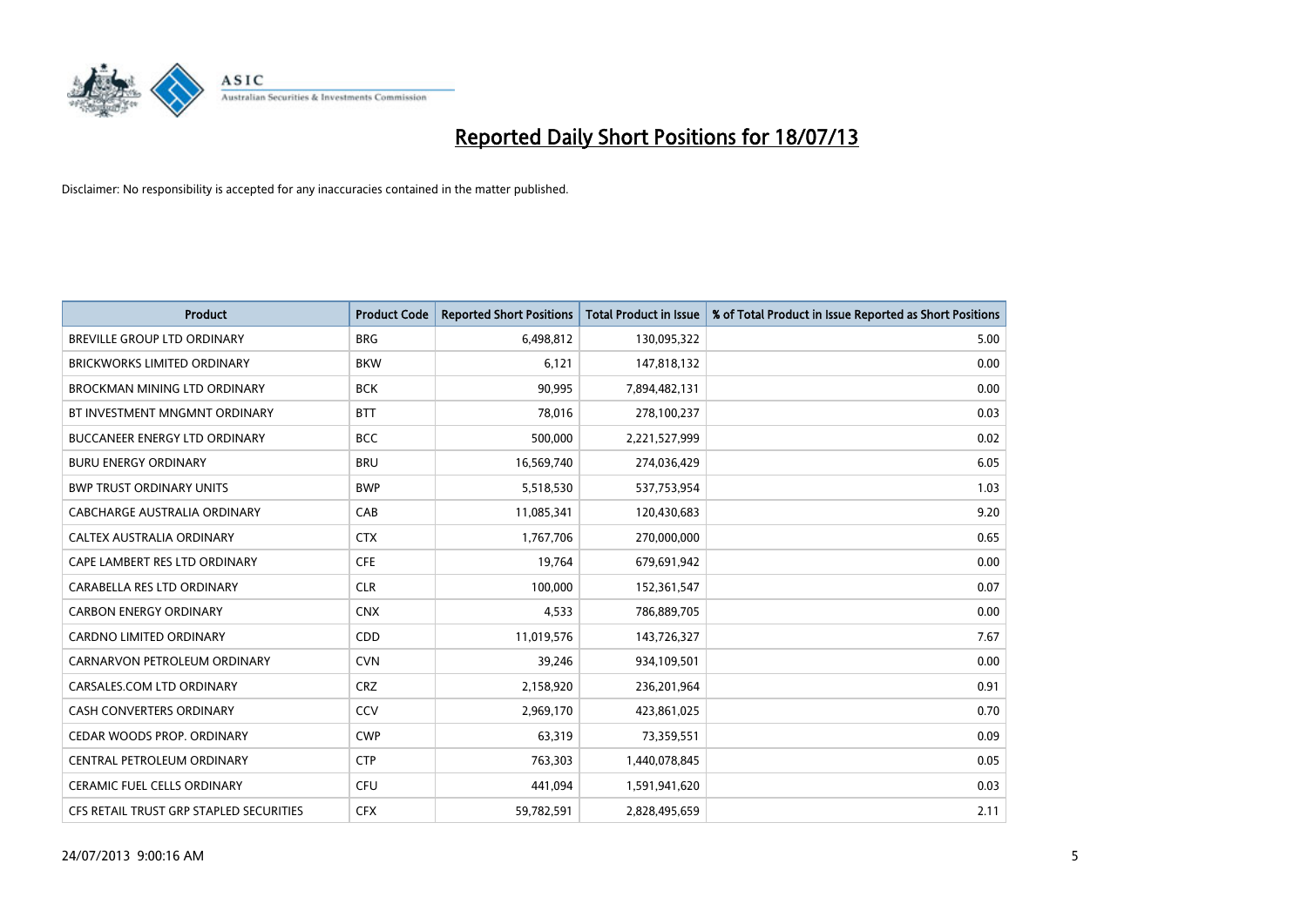# Reported Daily Short Positions for 18/07/13

Disclaimer: No responsibility is accepted for any inaccuracies contained in the matter published.

| Product | Product Code | Reported Short Positions | Total Product in Issue | % of Total Product in Issue Reported as Short Positions |
|---|---|---|---|---|
| BREVILLE GROUP LTD ORDINARY | BRG | 6,498,812 | 130,095,322 | 5.00 |
| BRICKWORKS LIMITED ORDINARY | BKW | 6,121 | 147,818,132 | 0.00 |
| BROCKMAN MINING LTD ORDINARY | BCK | 90,995 | 7,894,482,131 | 0.00 |
| BT INVESTMENT MNGMNT ORDINARY | BTT | 78,016 | 278,100,237 | 0.03 |
| BUCCANEER ENERGY LTD ORDINARY | BCC | 500,000 | 2,221,527,999 | 0.02 |
| BURU ENERGY ORDINARY | BRU | 16,569,740 | 274,036,429 | 6.05 |
| BWP TRUST ORDINARY UNITS | BWP | 5,518,530 | 537,753,954 | 1.03 |
| CABCHARGE AUSTRALIA ORDINARY | CAB | 11,085,341 | 120,430,683 | 9.20 |
| CALTEX AUSTRALIA ORDINARY | CTX | 1,767,706 | 270,000,000 | 0.65 |
| CAPE LAMBERT RES LTD ORDINARY | CFE | 19,764 | 679,691,942 | 0.00 |
| CARABELLA RES LTD ORDINARY | CLR | 100,000 | 152,361,547 | 0.07 |
| CARBON ENERGY ORDINARY | CNX | 4,533 | 786,889,705 | 0.00 |
| CARDNO LIMITED ORDINARY | CDD | 11,019,576 | 143,726,327 | 7.67 |
| CARNARVON PETROLEUM ORDINARY | CVN | 39,246 | 934,109,501 | 0.00 |
| CARSALES.COM LTD ORDINARY | CRZ | 2,158,920 | 236,201,964 | 0.91 |
| CASH CONVERTERS ORDINARY | CCV | 2,969,170 | 423,861,025 | 0.70 |
| CEDAR WOODS PROP. ORDINARY | CWP | 63,319 | 73,359,551 | 0.09 |
| CENTRAL PETROLEUM ORDINARY | CTP | 763,303 | 1,440,078,845 | 0.05 |
| CERAMIC FUEL CELLS ORDINARY | CFU | 441,094 | 1,591,941,620 | 0.03 |
| CFS RETAIL TRUST GRP STAPLED SECURITIES | CFX | 59,782,591 | 2,828,495,659 | 2.11 |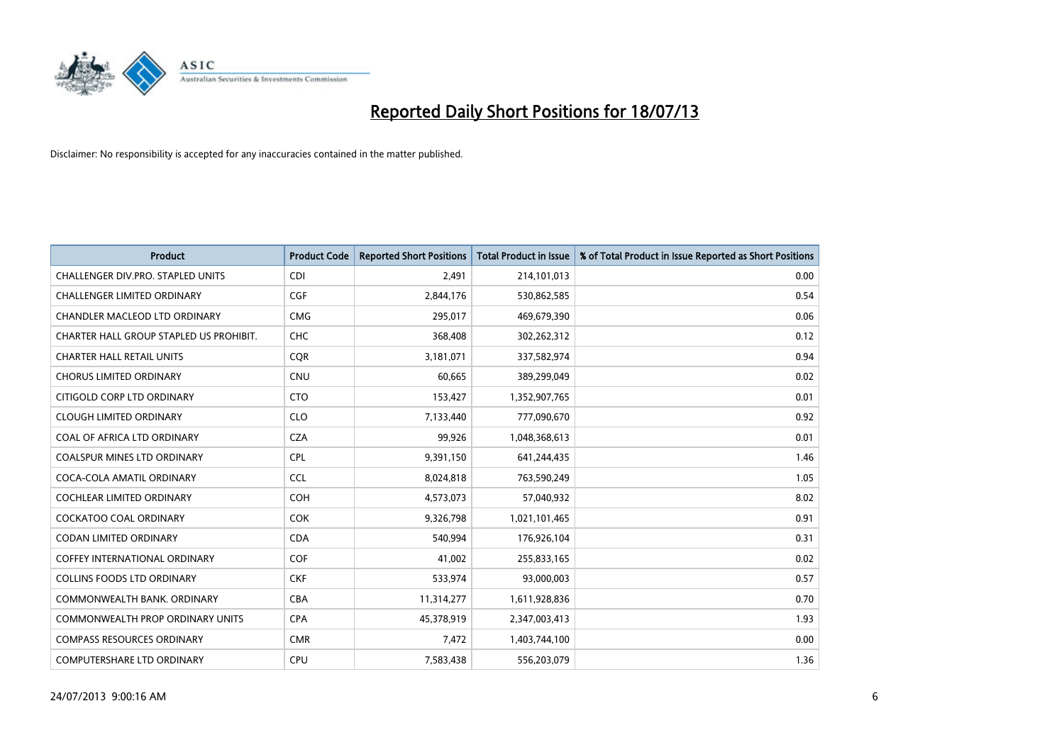# Reported Daily Short Positions for 18/07/13

Disclaimer: No responsibility is accepted for any inaccuracies contained in the matter published.

| Product | Product Code | Reported Short Positions | Total Product in Issue | % of Total Product in Issue Reported as Short Positions |
|---|---|---|---|---|
| CHALLENGER DIV.PRO. STAPLED UNITS | CDI | 2,491 | 214,101,013 | 0.00 |
| CHALLENGER LIMITED ORDINARY | CGF | 2,844,176 | 530,862,585 | 0.54 |
| CHANDLER MACLEOD LTD ORDINARY | CMG | 295,017 | 469,679,390 | 0.06 |
| CHARTER HALL GROUP STAPLED US PROHIBIT. | CHC | 368,408 | 302,262,312 | 0.12 |
| CHARTER HALL RETAIL UNITS | CQR | 3,181,071 | 337,582,974 | 0.94 |
| CHORUS LIMITED ORDINARY | CNU | 60,665 | 389,299,049 | 0.02 |
| CITIGOLD CORP LTD ORDINARY | CTO | 153,427 | 1,352,907,765 | 0.01 |
| CLOUGH LIMITED ORDINARY | CLO | 7,133,440 | 777,090,670 | 0.92 |
| COAL OF AFRICA LTD ORDINARY | CZA | 99,926 | 1,048,368,613 | 0.01 |
| COALSPUR MINES LTD ORDINARY | CPL | 9,391,150 | 641,244,435 | 1.46 |
| COCA-COLA AMATIL ORDINARY | CCL | 8,024,818 | 763,590,249 | 1.05 |
| COCHLEAR LIMITED ORDINARY | COH | 4,573,073 | 57,040,932 | 8.02 |
| COCKATOO COAL ORDINARY | COK | 9,326,798 | 1,021,101,465 | 0.91 |
| CODAN LIMITED ORDINARY | CDA | 540,994 | 176,926,104 | 0.31 |
| COFFEY INTERNATIONAL ORDINARY | COF | 41,002 | 255,833,165 | 0.02 |
| COLLINS FOODS LTD ORDINARY | CKF | 533,974 | 93,000,003 | 0.57 |
| COMMONWEALTH BANK. ORDINARY | CBA | 11,314,277 | 1,611,928,836 | 0.70 |
| COMMONWEALTH PROP ORDINARY UNITS | CPA | 45,378,919 | 2,347,003,413 | 1.93 |
| COMPASS RESOURCES ORDINARY | CMR | 7,472 | 1,403,744,100 | 0.00 |
| COMPUTERSHARE LTD ORDINARY | CPU | 7,583,438 | 556,203,079 | 1.36 |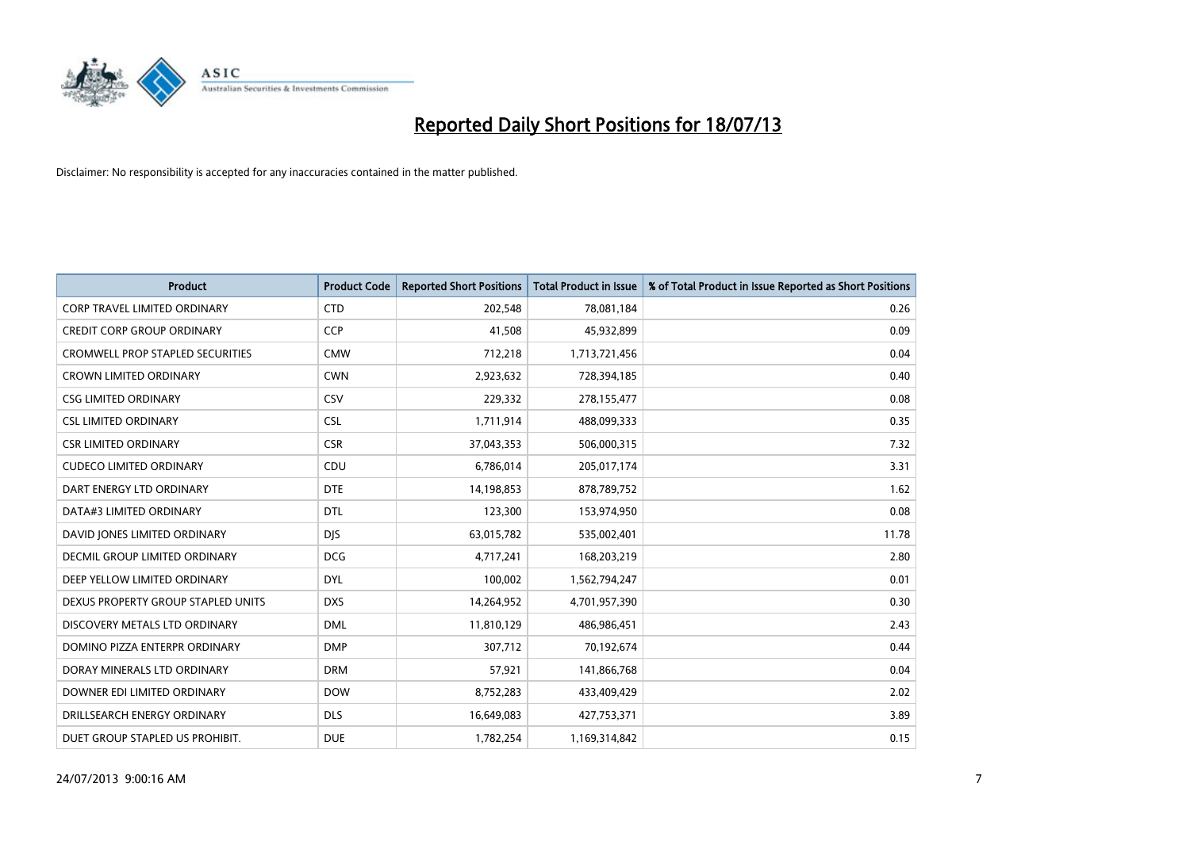# Reported Daily Short Positions for 18/07/13

Disclaimer: No responsibility is accepted for any inaccuracies contained in the matter published.

| Product | Product Code | Reported Short Positions | Total Product in Issue | % of Total Product in Issue Reported as Short Positions |
|---|---|---|---|---|
| CORP TRAVEL LIMITED ORDINARY | CTD | 202,548 | 78,081,184 | 0.26 |
| CREDIT CORP GROUP ORDINARY | CCP | 41,508 | 45,932,899 | 0.09 |
| CROMWELL PROP STAPLED SECURITIES | CMW | 712,218 | 1,713,721,456 | 0.04 |
| CROWN LIMITED ORDINARY | CWN | 2,923,632 | 728,394,185 | 0.40 |
| CSG LIMITED ORDINARY | CSV | 229,332 | 278,155,477 | 0.08 |
| CSL LIMITED ORDINARY | CSL | 1,711,914 | 488,099,333 | 0.35 |
| CSR LIMITED ORDINARY | CSR | 37,043,353 | 506,000,315 | 7.32 |
| CUDECO LIMITED ORDINARY | CDU | 6,786,014 | 205,017,174 | 3.31 |
| DART ENERGY LTD ORDINARY | DTE | 14,198,853 | 878,789,752 | 1.62 |
| DATA#3 LIMITED ORDINARY | DTL | 123,300 | 153,974,950 | 0.08 |
| DAVID JONES LIMITED ORDINARY | DJS | 63,015,782 | 535,002,401 | 11.78 |
| DECMIL GROUP LIMITED ORDINARY | DCG | 4,717,241 | 168,203,219 | 2.80 |
| DEEP YELLOW LIMITED ORDINARY | DYL | 100,002 | 1,562,794,247 | 0.01 |
| DEXUS PROPERTY GROUP STAPLED UNITS | DXS | 14,264,952 | 4,701,957,390 | 0.30 |
| DISCOVERY METALS LTD ORDINARY | DML | 11,810,129 | 486,986,451 | 2.43 |
| DOMINO PIZZA ENTERPR ORDINARY | DMP | 307,712 | 70,192,674 | 0.44 |
| DORAY MINERALS LTD ORDINARY | DRM | 57,921 | 141,866,768 | 0.04 |
| DOWNER EDI LIMITED ORDINARY | DOW | 8,752,283 | 433,409,429 | 2.02 |
| DRILLSEARCH ENERGY ORDINARY | DLS | 16,649,083 | 427,753,371 | 3.89 |
| DUET GROUP STAPLED US PROHIBIT. | DUE | 1,782,254 | 1,169,314,842 | 0.15 |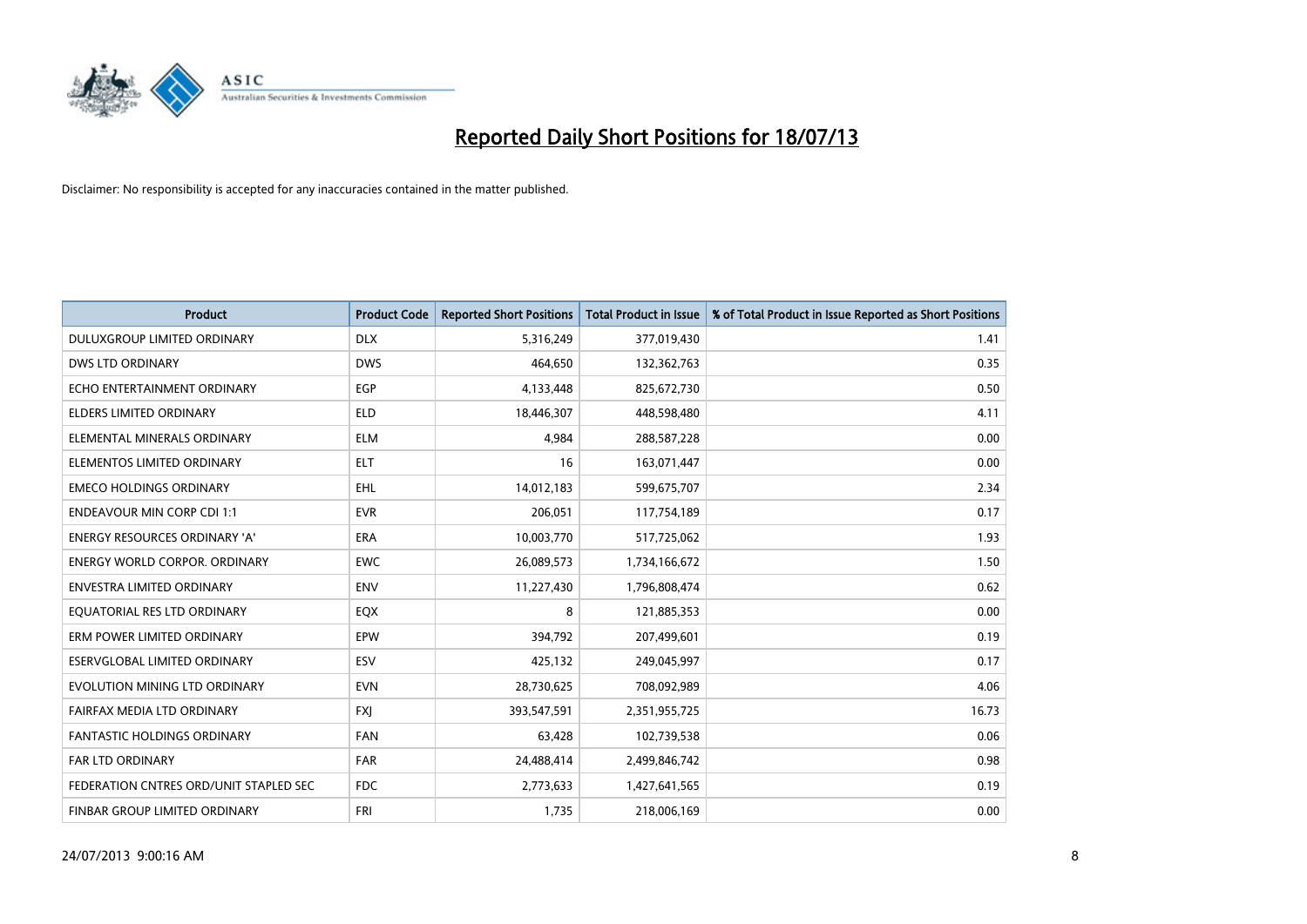# Reported Daily Short Positions for 18/07/13

Disclaimer: No responsibility is accepted for any inaccuracies contained in the matter published.

| Product | Product Code | Reported Short Positions | Total Product in Issue | % of Total Product in Issue Reported as Short Positions |
|---|---|---|---|---|
| DULUXGROUP LIMITED ORDINARY | DLX | 5,316,249 | 377,019,430 | 1.41 |
| DWS LTD ORDINARY | DWS | 464,650 | 132,362,763 | 0.35 |
| ECHO ENTERTAINMENT ORDINARY | EGP | 4,133,448 | 825,672,730 | 0.50 |
| ELDERS LIMITED ORDINARY | ELD | 18,446,307 | 448,598,480 | 4.11 |
| ELEMENTAL MINERALS ORDINARY | ELM | 4,984 | 288,587,228 | 0.00 |
| ELEMENTOS LIMITED ORDINARY | ELT | 16 | 163,071,447 | 0.00 |
| EMECO HOLDINGS ORDINARY | EHL | 14,012,183 | 599,675,707 | 2.34 |
| ENDEAVOUR MIN CORP CDI 1:1 | EVR | 206,051 | 117,754,189 | 0.17 |
| ENERGY RESOURCES ORDINARY 'A' | ERA | 10,003,770 | 517,725,062 | 1.93 |
| ENERGY WORLD CORPOR. ORDINARY | EWC | 26,089,573 | 1,734,166,672 | 1.50 |
| ENVESTRA LIMITED ORDINARY | ENV | 11,227,430 | 1,796,808,474 | 0.62 |
| EQUATORIAL RES LTD ORDINARY | EQX | 8 | 121,885,353 | 0.00 |
| ERM POWER LIMITED ORDINARY | EPW | 394,792 | 207,499,601 | 0.19 |
| ESERVGLOBAL LIMITED ORDINARY | ESV | 425,132 | 249,045,997 | 0.17 |
| EVOLUTION MINING LTD ORDINARY | EVN | 28,730,625 | 708,092,989 | 4.06 |
| FAIRFAX MEDIA LTD ORDINARY | FXJ | 393,547,591 | 2,351,955,725 | 16.73 |
| FANTASTIC HOLDINGS ORDINARY | FAN | 63,428 | 102,739,538 | 0.06 |
| FAR LTD ORDINARY | FAR | 24,488,414 | 2,499,846,742 | 0.98 |
| FEDERATION CNTRES ORD/UNIT STAPLED SEC | FDC | 2,773,633 | 1,427,641,565 | 0.19 |
| FINBAR GROUP LIMITED ORDINARY | FRI | 1,735 | 218,006,169 | 0.00 |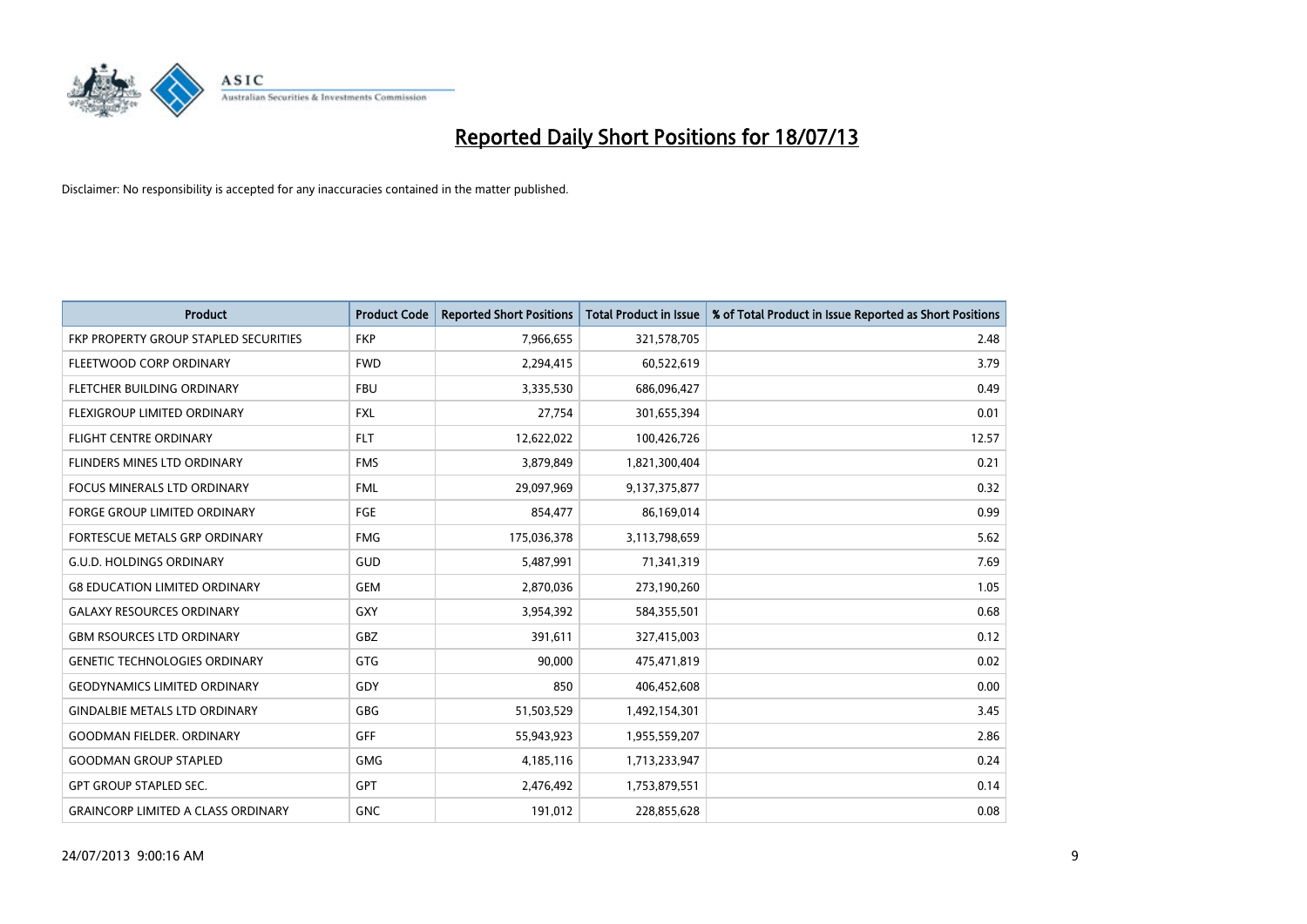# Reported Daily Short Positions for 18/07/13

Disclaimer: No responsibility is accepted for any inaccuracies contained in the matter published.

| Product | Product Code | Reported Short Positions | Total Product in Issue | % of Total Product in Issue Reported as Short Positions |
|---|---|---|---|---|
| FKP PROPERTY GROUP STAPLED SECURITIES | FKP | 7,966,655 | 321,578,705 | 2.48 |
| FLEETWOOD CORP ORDINARY | FWD | 2,294,415 | 60,522,619 | 3.79 |
| FLETCHER BUILDING ORDINARY | FBU | 3,335,530 | 686,096,427 | 0.49 |
| FLEXIGROUP LIMITED ORDINARY | FXL | 27,754 | 301,655,394 | 0.01 |
| FLIGHT CENTRE ORDINARY | FLT | 12,622,022 | 100,426,726 | 12.57 |
| FLINDERS MINES LTD ORDINARY | FMS | 3,879,849 | 1,821,300,404 | 0.21 |
| FOCUS MINERALS LTD ORDINARY | FML | 29,097,969 | 9,137,375,877 | 0.32 |
| FORGE GROUP LIMITED ORDINARY | FGE | 854,477 | 86,169,014 | 0.99 |
| FORTESCUE METALS GRP ORDINARY | FMG | 175,036,378 | 3,113,798,659 | 5.62 |
| G.U.D. HOLDINGS ORDINARY | GUD | 5,487,991 | 71,341,319 | 7.69 |
| G8 EDUCATION LIMITED ORDINARY | GEM | 2,870,036 | 273,190,260 | 1.05 |
| GALAXY RESOURCES ORDINARY | GXY | 3,954,392 | 584,355,501 | 0.68 |
| GBM RSOURCES LTD ORDINARY | GBZ | 391,611 | 327,415,003 | 0.12 |
| GENETIC TECHNOLOGIES ORDINARY | GTG | 90,000 | 475,471,819 | 0.02 |
| GEODYNAMICS LIMITED ORDINARY | GDY | 850 | 406,452,608 | 0.00 |
| GINDALBIE METALS LTD ORDINARY | GBG | 51,503,529 | 1,492,154,301 | 3.45 |
| GOODMAN FIELDER. ORDINARY | GFF | 55,943,923 | 1,955,559,207 | 2.86 |
| GOODMAN GROUP STAPLED | GMG | 4,185,116 | 1,713,233,947 | 0.24 |
| GPT GROUP STAPLED SEC. | GPT | 2,476,492 | 1,753,879,551 | 0.14 |
| GRAINCORP LIMITED A CLASS ORDINARY | GNC | 191,012 | 228,855,628 | 0.08 |

24/07/2013 9:00:16 AM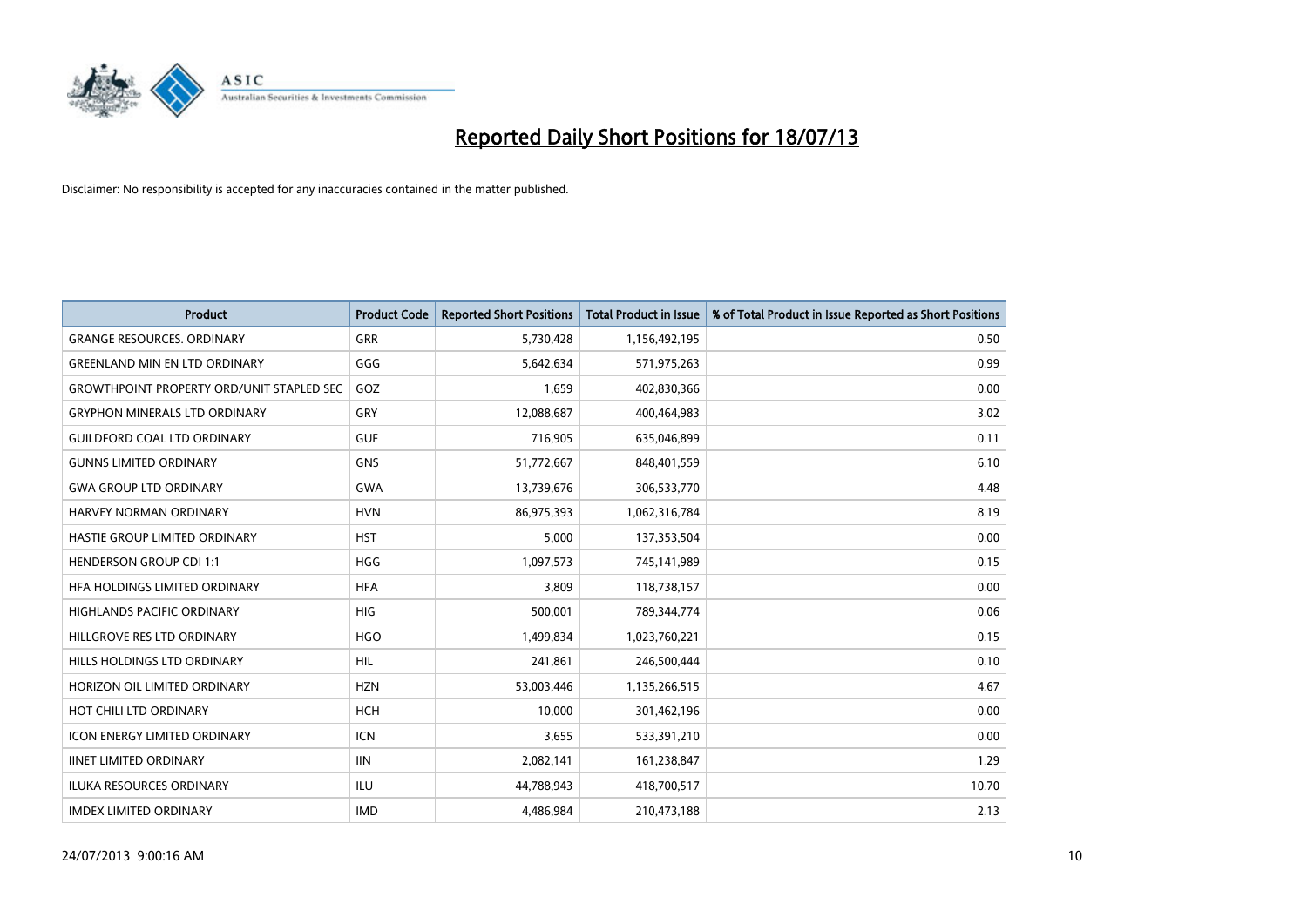# Reported Daily Short Positions for 18/07/13

Disclaimer: No responsibility is accepted for any inaccuracies contained in the matter published.

| Product | Product Code | Reported Short Positions | Total Product in Issue | % of Total Product in Issue Reported as Short Positions |
|---|---|---|---|---|
| GRANGE RESOURCES. ORDINARY | GRR | 5,730,428 | 1,156,492,195 | 0.50 |
| GREENLAND MIN EN LTD ORDINARY | GGG | 5,642,634 | 571,975,263 | 0.99 |
| GROWTHPOINT PROPERTY ORD/UNIT STAPLED SEC | GOZ | 1,659 | 402,830,366 | 0.00 |
| GRYPHON MINERALS LTD ORDINARY | GRY | 12,088,687 | 400,464,983 | 3.02 |
| GUILDFORD COAL LTD ORDINARY | GUF | 716,905 | 635,046,899 | 0.11 |
| GUNNS LIMITED ORDINARY | GNS | 51,772,667 | 848,401,559 | 6.10 |
| GWA GROUP LTD ORDINARY | GWA | 13,739,676 | 306,533,770 | 4.48 |
| HARVEY NORMAN ORDINARY | HVN | 86,975,393 | 1,062,316,784 | 8.19 |
| HASTIE GROUP LIMITED ORDINARY | HST | 5,000 | 137,353,504 | 0.00 |
| HENDERSON GROUP CDI 1:1 | HGG | 1,097,573 | 745,141,989 | 0.15 |
| HFA HOLDINGS LIMITED ORDINARY | HFA | 3,809 | 118,738,157 | 0.00 |
| HIGHLANDS PACIFIC ORDINARY | HIG | 500,001 | 789,344,774 | 0.06 |
| HILLGROVE RES LTD ORDINARY | HGO | 1,499,834 | 1,023,760,221 | 0.15 |
| HILLS HOLDINGS LTD ORDINARY | HIL | 241,861 | 246,500,444 | 0.10 |
| HORIZON OIL LIMITED ORDINARY | HZN | 53,003,446 | 1,135,266,515 | 4.67 |
| HOT CHILI LTD ORDINARY | HCH | 10,000 | 301,462,196 | 0.00 |
| ICON ENERGY LIMITED ORDINARY | ICN | 3,655 | 533,391,210 | 0.00 |
| IINET LIMITED ORDINARY | IIN | 2,082,141 | 161,238,847 | 1.29 |
| ILUKA RESOURCES ORDINARY | ILU | 44,788,943 | 418,700,517 | 10.70 |
| IMDEX LIMITED ORDINARY | IMD | 4,486,984 | 210,473,188 | 2.13 |

24/07/2013 9:00:16 AM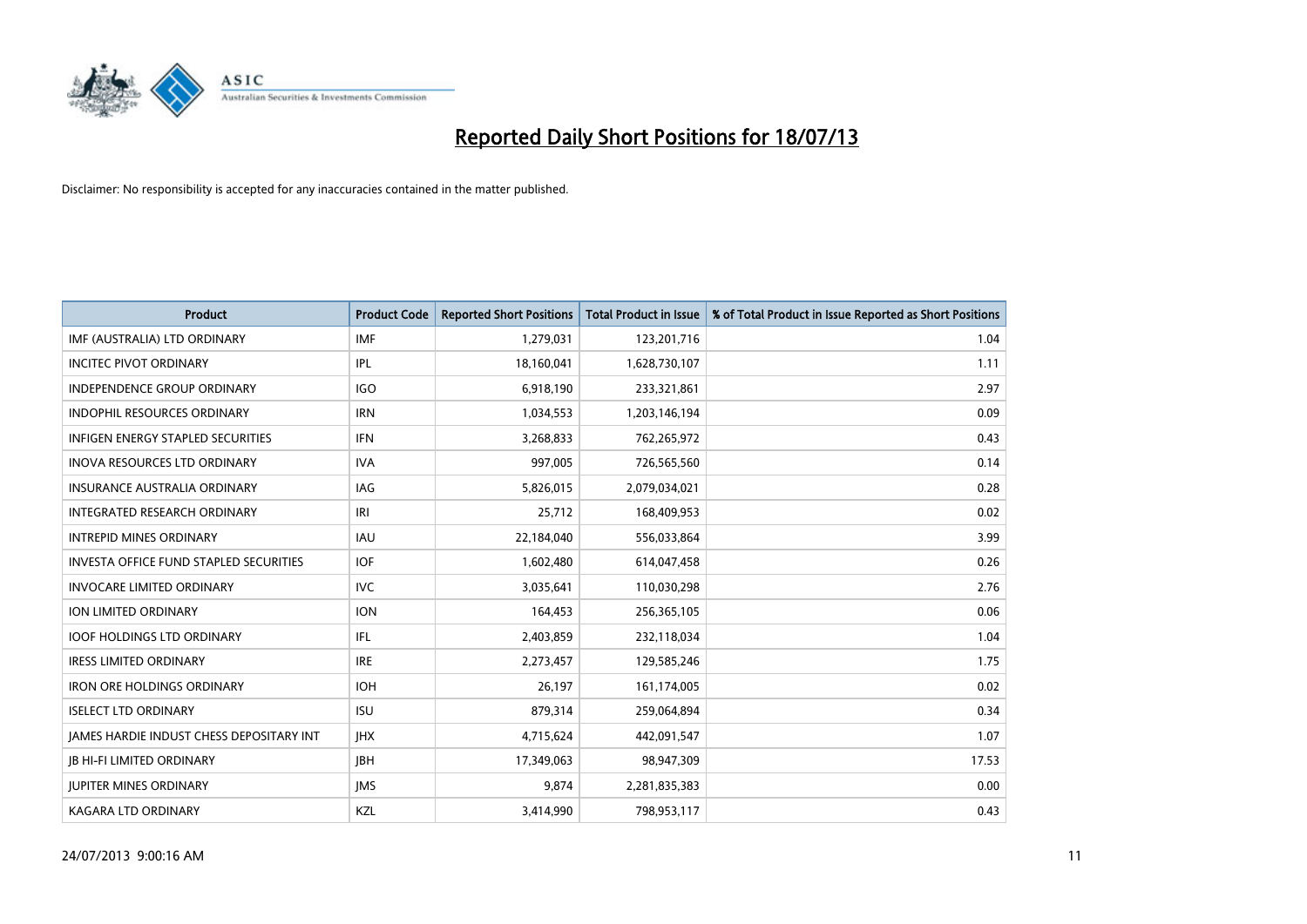# Reported Daily Short Positions for 18/07/13

Disclaimer: No responsibility is accepted for any inaccuracies contained in the matter published.

| Product | Product Code | Reported Short Positions | Total Product in Issue | % of Total Product in Issue Reported as Short Positions |
|---|---|---|---|---|
| IMF (AUSTRALIA) LTD ORDINARY | IMF | 1,279,031 | 123,201,716 | 1.04 |
| INCITEC PIVOT ORDINARY | IPL | 18,160,041 | 1,628,730,107 | 1.11 |
| INDEPENDENCE GROUP ORDINARY | IGO | 6,918,190 | 233,321,861 | 2.97 |
| INDOPHIL RESOURCES ORDINARY | IRN | 1,034,553 | 1,203,146,194 | 0.09 |
| INFIGEN ENERGY STAPLED SECURITIES | IFN | 3,268,833 | 762,265,972 | 0.43 |
| INOVA RESOURCES LTD ORDINARY | IVA | 997,005 | 726,565,560 | 0.14 |
| INSURANCE AUSTRALIA ORDINARY | IAG | 5,826,015 | 2,079,034,021 | 0.28 |
| INTEGRATED RESEARCH ORDINARY | IRI | 25,712 | 168,409,953 | 0.02 |
| INTREPID MINES ORDINARY | IAU | 22,184,040 | 556,033,864 | 3.99 |
| INVESTA OFFICE FUND STAPLED SECURITIES | IOF | 1,602,480 | 614,047,458 | 0.26 |
| INVOCARE LIMITED ORDINARY | IVC | 3,035,641 | 110,030,298 | 2.76 |
| ION LIMITED ORDINARY | ION | 164,453 | 256,365,105 | 0.06 |
| IOOF HOLDINGS LTD ORDINARY | IFL | 2,403,859 | 232,118,034 | 1.04 |
| IRESS LIMITED ORDINARY | IRE | 2,273,457 | 129,585,246 | 1.75 |
| IRON ORE HOLDINGS ORDINARY | IOH | 26,197 | 161,174,005 | 0.02 |
| ISELECT LTD ORDINARY | ISU | 879,314 | 259,064,894 | 0.34 |
| JAMES HARDIE INDUST CHESS DEPOSITARY INT | JHX | 4,715,624 | 442,091,547 | 1.07 |
| JB HI-FI LIMITED ORDINARY | JBH | 17,349,063 | 98,947,309 | 17.53 |
| JUPITER MINES ORDINARY | JMS | 9,874 | 2,281,835,383 | 0.00 |
| KAGARA LTD ORDINARY | KZL | 3,414,990 | 798,953,117 | 0.43 |

24/07/2013 9:00:16 AM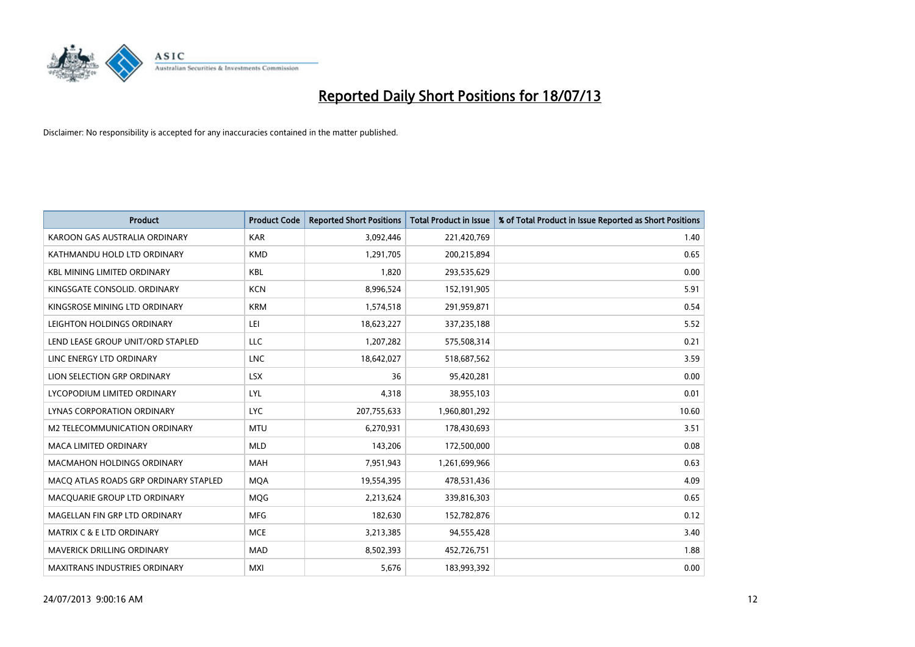# Reported Daily Short Positions for 18/07/13

Disclaimer: No responsibility is accepted for any inaccuracies contained in the matter published.

| Product | Product Code | Reported Short Positions | Total Product in Issue | % of Total Product in Issue Reported as Short Positions |
|---|---|---|---|---|
| KAROON GAS AUSTRALIA ORDINARY | KAR | 3,092,446 | 221,420,769 | 1.40 |
| KATHMANDU HOLD LTD ORDINARY | KMD | 1,291,705 | 200,215,894 | 0.65 |
| KBL MINING LIMITED ORDINARY | KBL | 1,820 | 293,535,629 | 0.00 |
| KINGSGATE CONSOLID. ORDINARY | KCN | 8,996,524 | 152,191,905 | 5.91 |
| KINGSROSE MINING LTD ORDINARY | KRM | 1,574,518 | 291,959,871 | 0.54 |
| LEIGHTON HOLDINGS ORDINARY | LEI | 18,623,227 | 337,235,188 | 5.52 |
| LEND LEASE GROUP UNIT/ORD STAPLED | LLC | 1,207,282 | 575,508,314 | 0.21 |
| LINC ENERGY LTD ORDINARY | LNC | 18,642,027 | 518,687,562 | 3.59 |
| LION SELECTION GRP ORDINARY | LSX | 36 | 95,420,281 | 0.00 |
| LYCOPODIUM LIMITED ORDINARY | LYL | 4,318 | 38,955,103 | 0.01 |
| LYNAS CORPORATION ORDINARY | LYC | 207,755,633 | 1,960,801,292 | 10.60 |
| M2 TELECOMMUNICATION ORDINARY | MTU | 6,270,931 | 178,430,693 | 3.51 |
| MACA LIMITED ORDINARY | MLD | 143,206 | 172,500,000 | 0.08 |
| MACMAHON HOLDINGS ORDINARY | MAH | 7,951,943 | 1,261,699,966 | 0.63 |
| MACQ ATLAS ROADS GRP ORDINARY STAPLED | MQA | 19,554,395 | 478,531,436 | 4.09 |
| MACQUARIE GROUP LTD ORDINARY | MQG | 2,213,624 | 339,816,303 | 0.65 |
| MAGELLAN FIN GRP LTD ORDINARY | MFG | 182,630 | 152,782,876 | 0.12 |
| MATRIX C & E LTD ORDINARY | MCE | 3,213,385 | 94,555,428 | 3.40 |
| MAVERICK DRILLING ORDINARY | MAD | 8,502,393 | 452,726,751 | 1.88 |
| MAXITRANS INDUSTRIES ORDINARY | MXI | 5,676 | 183,993,392 | 0.00 |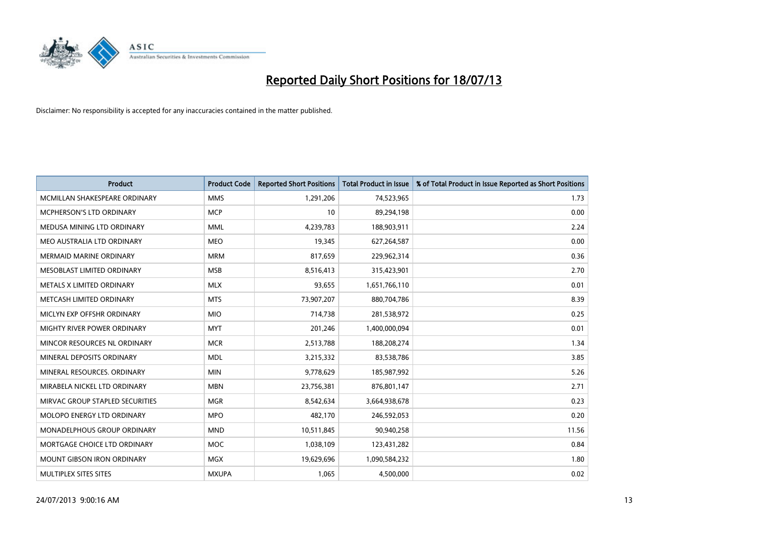# Reported Daily Short Positions for 18/07/13

Disclaimer: No responsibility is accepted for any inaccuracies contained in the matter published.

| Product | Product Code | Reported Short Positions | Total Product in Issue | % of Total Product in Issue Reported as Short Positions |
|---|---|---|---|---|
| MCMILLAN SHAKESPEARE ORDINARY | MMS | 1,291,206 | 74,523,965 | 1.73 |
| MCPHERSON'S LTD ORDINARY | MCP | 10 | 89,294,198 | 0.00 |
| MEDUSA MINING LTD ORDINARY | MML | 4,239,783 | 188,903,911 | 2.24 |
| MEO AUSTRALIA LTD ORDINARY | MEO | 19,345 | 627,264,587 | 0.00 |
| MERMAID MARINE ORDINARY | MRM | 817,659 | 229,962,314 | 0.36 |
| MESOBLAST LIMITED ORDINARY | MSB | 8,516,413 | 315,423,901 | 2.70 |
| METALS X LIMITED ORDINARY | MLX | 93,655 | 1,651,766,110 | 0.01 |
| METCASH LIMITED ORDINARY | MTS | 73,907,207 | 880,704,786 | 8.39 |
| MICLYN EXP OFFSHR ORDINARY | MIO | 714,738 | 281,538,972 | 0.25 |
| MIGHTY RIVER POWER ORDINARY | MYT | 201,246 | 1,400,000,094 | 0.01 |
| MINCOR RESOURCES NL ORDINARY | MCR | 2,513,788 | 188,208,274 | 1.34 |
| MINERAL DEPOSITS ORDINARY | MDL | 3,215,332 | 83,538,786 | 3.85 |
| MINERAL RESOURCES. ORDINARY | MIN | 9,778,629 | 185,987,992 | 5.26 |
| MIRABELA NICKEL LTD ORDINARY | MBN | 23,756,381 | 876,801,147 | 2.71 |
| MIRVAC GROUP STAPLED SECURITIES | MGR | 8,542,634 | 3,664,938,678 | 0.23 |
| MOLOPO ENERGY LTD ORDINARY | MPO | 482,170 | 246,592,053 | 0.20 |
| MONADELPHOUS GROUP ORDINARY | MND | 10,511,845 | 90,940,258 | 11.56 |
| MORTGAGE CHOICE LTD ORDINARY | MOC | 1,038,109 | 123,431,282 | 0.84 |
| MOUNT GIBSON IRON ORDINARY | MGX | 19,629,696 | 1,090,584,232 | 1.80 |
| MULTIPLEX SITES SITES | MXUPA | 1,065 | 4,500,000 | 0.02 |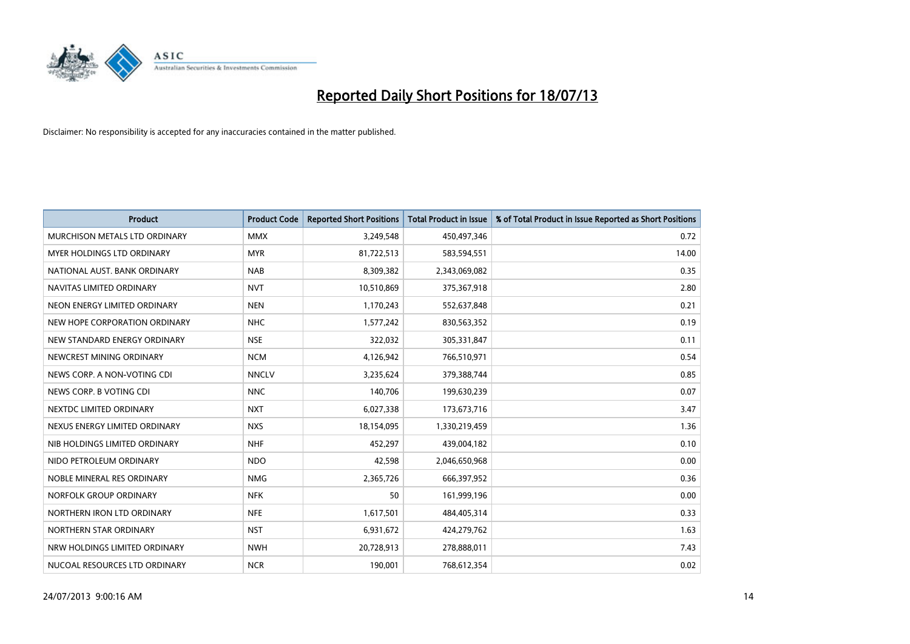# Reported Daily Short Positions for 18/07/13

Disclaimer: No responsibility is accepted for any inaccuracies contained in the matter published.

| Product | Product Code | Reported Short Positions | Total Product in Issue | % of Total Product in Issue Reported as Short Positions |
|---|---|---|---|---|
| MURCHISON METALS LTD ORDINARY | MMX | 3,249,548 | 450,497,346 | 0.72 |
| MYER HOLDINGS LTD ORDINARY | MYR | 81,722,513 | 583,594,551 | 14.00 |
| NATIONAL AUST. BANK ORDINARY | NAB | 8,309,382 | 2,343,069,082 | 0.35 |
| NAVITAS LIMITED ORDINARY | NVT | 10,510,869 | 375,367,918 | 2.80 |
| NEON ENERGY LIMITED ORDINARY | NEN | 1,170,243 | 552,637,848 | 0.21 |
| NEW HOPE CORPORATION ORDINARY | NHC | 1,577,242 | 830,563,352 | 0.19 |
| NEW STANDARD ENERGY ORDINARY | NSE | 322,032 | 305,331,847 | 0.11 |
| NEWCREST MINING ORDINARY | NCM | 4,126,942 | 766,510,971 | 0.54 |
| NEWS CORP. A NON-VOTING CDI | NNCLV | 3,235,624 | 379,388,744 | 0.85 |
| NEWS CORP. B VOTING CDI | NNC | 140,706 | 199,630,239 | 0.07 |
| NEXTDC LIMITED ORDINARY | NXT | 6,027,338 | 173,673,716 | 3.47 |
| NEXUS ENERGY LIMITED ORDINARY | NXS | 18,154,095 | 1,330,219,459 | 1.36 |
| NIB HOLDINGS LIMITED ORDINARY | NHF | 452,297 | 439,004,182 | 0.10 |
| NIDO PETROLEUM ORDINARY | NDO | 42,598 | 2,046,650,968 | 0.00 |
| NOBLE MINERAL RES ORDINARY | NMG | 2,365,726 | 666,397,952 | 0.36 |
| NORFOLK GROUP ORDINARY | NFK | 50 | 161,999,196 | 0.00 |
| NORTHERN IRON LTD ORDINARY | NFE | 1,617,501 | 484,405,314 | 0.33 |
| NORTHERN STAR ORDINARY | NST | 6,931,672 | 424,279,762 | 1.63 |
| NRW HOLDINGS LIMITED ORDINARY | NWH | 20,728,913 | 278,888,011 | 7.43 |
| NUCOAL RESOURCES LTD ORDINARY | NCR | 190,001 | 768,612,354 | 0.02 |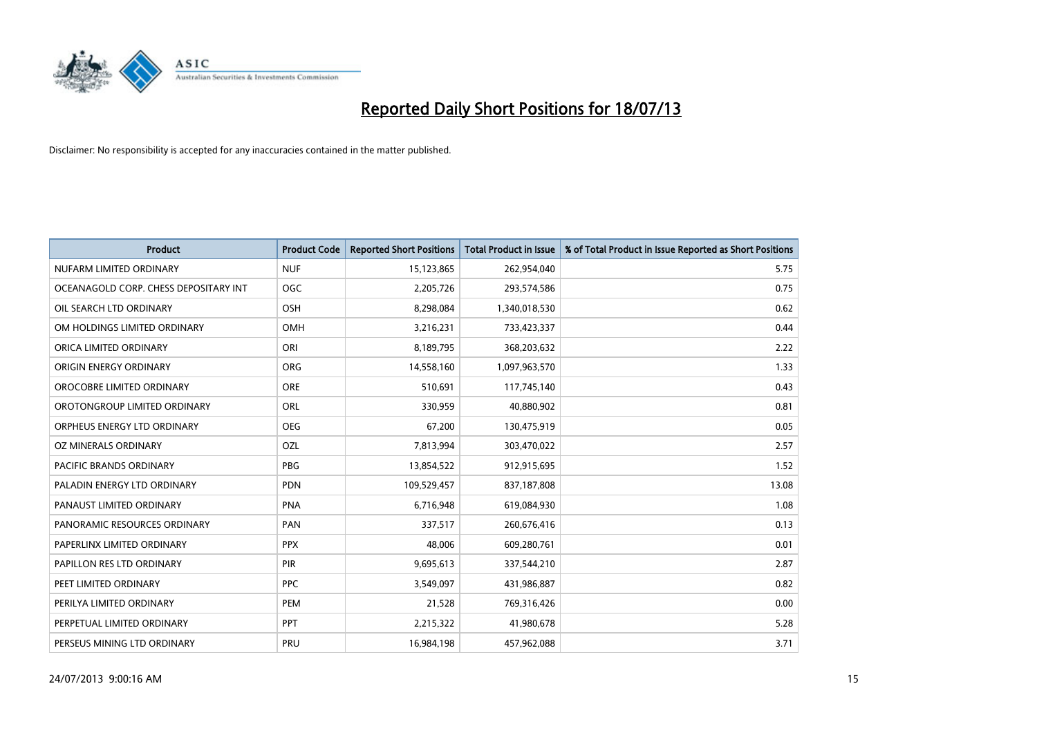# Reported Daily Short Positions for 18/07/13

Disclaimer: No responsibility is accepted for any inaccuracies contained in the matter published.

| Product | Product Code | Reported Short Positions | Total Product in Issue | % of Total Product in Issue Reported as Short Positions |
|---|---|---|---|---|
| NUFARM LIMITED ORDINARY | NUF | 15,123,865 | 262,954,040 | 5.75 |
| OCEANAGOLD CORP. CHESS DEPOSITARY INT | OGC | 2,205,726 | 293,574,586 | 0.75 |
| OIL SEARCH LTD ORDINARY | OSH | 8,298,084 | 1,340,018,530 | 0.62 |
| OM HOLDINGS LIMITED ORDINARY | OMH | 3,216,231 | 733,423,337 | 0.44 |
| ORICA LIMITED ORDINARY | ORI | 8,189,795 | 368,203,632 | 2.22 |
| ORIGIN ENERGY ORDINARY | ORG | 14,558,160 | 1,097,963,570 | 1.33 |
| OROCOBRE LIMITED ORDINARY | ORE | 510,691 | 117,745,140 | 0.43 |
| OROTONGROUP LIMITED ORDINARY | ORL | 330,959 | 40,880,902 | 0.81 |
| ORPHEUS ENERGY LTD ORDINARY | OEG | 67,200 | 130,475,919 | 0.05 |
| OZ MINERALS ORDINARY | OZL | 7,813,994 | 303,470,022 | 2.57 |
| PACIFIC BRANDS ORDINARY | PBG | 13,854,522 | 912,915,695 | 1.52 |
| PALADIN ENERGY LTD ORDINARY | PDN | 109,529,457 | 837,187,808 | 13.08 |
| PANAUST LIMITED ORDINARY | PNA | 6,716,948 | 619,084,930 | 1.08 |
| PANORAMIC RESOURCES ORDINARY | PAN | 337,517 | 260,676,416 | 0.13 |
| PAPERLINX LIMITED ORDINARY | PPX | 48,006 | 609,280,761 | 0.01 |
| PAPILLON RES LTD ORDINARY | PIR | 9,695,613 | 337,544,210 | 2.87 |
| PEET LIMITED ORDINARY | PPC | 3,549,097 | 431,986,887 | 0.82 |
| PERILYA LIMITED ORDINARY | PEM | 21,528 | 769,316,426 | 0.00 |
| PERPETUAL LIMITED ORDINARY | PPT | 2,215,322 | 41,980,678 | 5.28 |
| PERSEUS MINING LTD ORDINARY | PRU | 16,984,198 | 457,962,088 | 3.71 |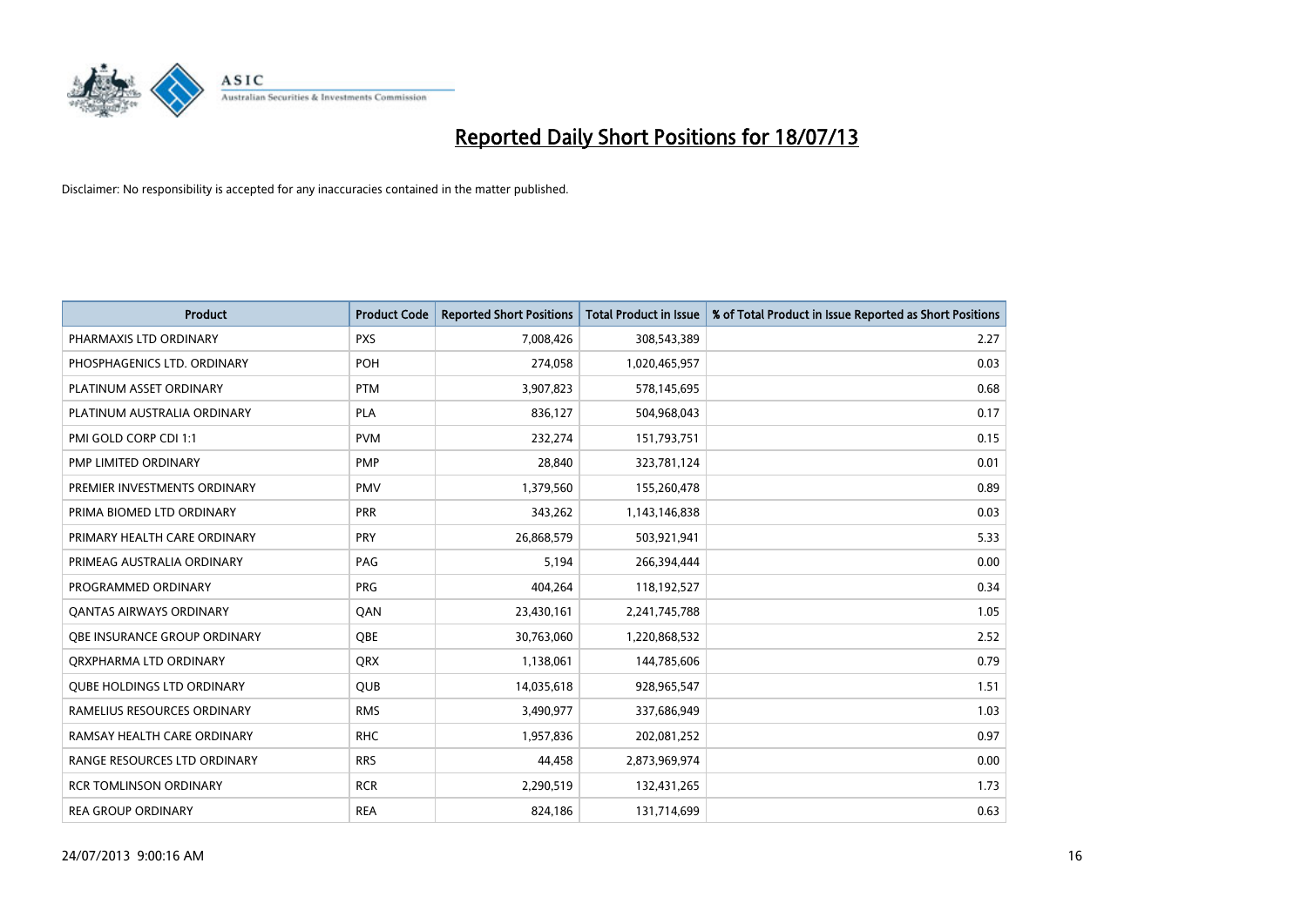# Reported Daily Short Positions for 18/07/13

Disclaimer: No responsibility is accepted for any inaccuracies contained in the matter published.

| Product | Product Code | Reported Short Positions | Total Product in Issue | % of Total Product in Issue Reported as Short Positions |
|---|---|---|---|---|
| PHARMAXIS LTD ORDINARY | PXS | 7,008,426 | 308,543,389 | 2.27 |
| PHOSPHAGENICS LTD. ORDINARY | POH | 274,058 | 1,020,465,957 | 0.03 |
| PLATINUM ASSET ORDINARY | PTM | 3,907,823 | 578,145,695 | 0.68 |
| PLATINUM AUSTRALIA ORDINARY | PLA | 836,127 | 504,968,043 | 0.17 |
| PMI GOLD CORP CDI 1:1 | PVM | 232,274 | 151,793,751 | 0.15 |
| PMP LIMITED ORDINARY | PMP | 28,840 | 323,781,124 | 0.01 |
| PREMIER INVESTMENTS ORDINARY | PMV | 1,379,560 | 155,260,478 | 0.89 |
| PRIMA BIOMED LTD ORDINARY | PRR | 343,262 | 1,143,146,838 | 0.03 |
| PRIMARY HEALTH CARE ORDINARY | PRY | 26,868,579 | 503,921,941 | 5.33 |
| PRIMEAG AUSTRALIA ORDINARY | PAG | 5,194 | 266,394,444 | 0.00 |
| PROGRAMMED ORDINARY | PRG | 404,264 | 118,192,527 | 0.34 |
| QANTAS AIRWAYS ORDINARY | QAN | 23,430,161 | 2,241,745,788 | 1.05 |
| QBE INSURANCE GROUP ORDINARY | QBE | 30,763,060 | 1,220,868,532 | 2.52 |
| QRXPHARMA LTD ORDINARY | QRX | 1,138,061 | 144,785,606 | 0.79 |
| QUBE HOLDINGS LTD ORDINARY | QUB | 14,035,618 | 928,965,547 | 1.51 |
| RAMELIUS RESOURCES ORDINARY | RMS | 3,490,977 | 337,686,949 | 1.03 |
| RAMSAY HEALTH CARE ORDINARY | RHC | 1,957,836 | 202,081,252 | 0.97 |
| RANGE RESOURCES LTD ORDINARY | RRS | 44,458 | 2,873,969,974 | 0.00 |
| RCR TOMLINSON ORDINARY | RCR | 2,290,519 | 132,431,265 | 1.73 |
| REA GROUP ORDINARY | REA | 824,186 | 131,714,699 | 0.63 |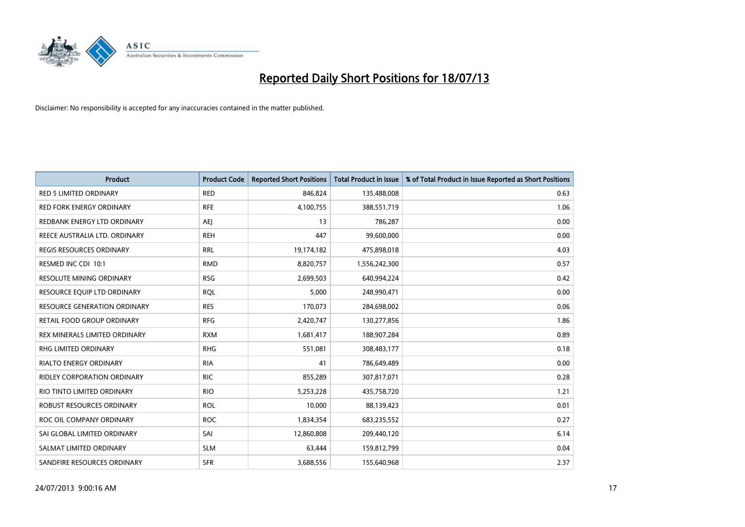# Reported Daily Short Positions for 18/07/13

Disclaimer: No responsibility is accepted for any inaccuracies contained in the matter published.

| Product | Product Code | Reported Short Positions | Total Product in Issue | % of Total Product in Issue Reported as Short Positions |
|---|---|---|---|---|
| RED 5 LIMITED ORDINARY | RED | 846,824 | 135,488,008 | 0.63 |
| RED FORK ENERGY ORDINARY | RFE | 4,100,755 | 388,551,719 | 1.06 |
| REDBANK ENERGY LTD ORDINARY | AEJ | 13 | 786,287 | 0.00 |
| REECE AUSTRALIA LTD. ORDINARY | REH | 447 | 99,600,000 | 0.00 |
| REGIS RESOURCES ORDINARY | RRL | 19,174,182 | 475,898,018 | 4.03 |
| RESMED INC CDI 10:1 | RMD | 8,820,757 | 1,556,242,300 | 0.57 |
| RESOLUTE MINING ORDINARY | RSG | 2,699,503 | 640,994,224 | 0.42 |
| RESOURCE EQUIP LTD ORDINARY | RQL | 5,000 | 248,990,471 | 0.00 |
| RESOURCE GENERATION ORDINARY | RES | 170,073 | 284,698,002 | 0.06 |
| RETAIL FOOD GROUP ORDINARY | RFG | 2,420,747 | 130,277,856 | 1.86 |
| REX MINERALS LIMITED ORDINARY | RXM | 1,681,417 | 188,907,284 | 0.89 |
| RHG LIMITED ORDINARY | RHG | 551,081 | 308,483,177 | 0.18 |
| RIALTO ENERGY ORDINARY | RIA | 41 | 786,649,489 | 0.00 |
| RIDLEY CORPORATION ORDINARY | RIC | 855,289 | 307,817,071 | 0.28 |
| RIO TINTO LIMITED ORDINARY | RIO | 5,253,228 | 435,758,720 | 1.21 |
| ROBUST RESOURCES ORDINARY | ROL | 10,000 | 88,139,423 | 0.01 |
| ROC OIL COMPANY ORDINARY | ROC | 1,834,354 | 683,235,552 | 0.27 |
| SAI GLOBAL LIMITED ORDINARY | SAI | 12,860,808 | 209,440,120 | 6.14 |
| SALMAT LIMITED ORDINARY | SLM | 63,444 | 159,812,799 | 0.04 |
| SANDFIRE RESOURCES ORDINARY | SFR | 3,688,556 | 155,640,968 | 2.37 |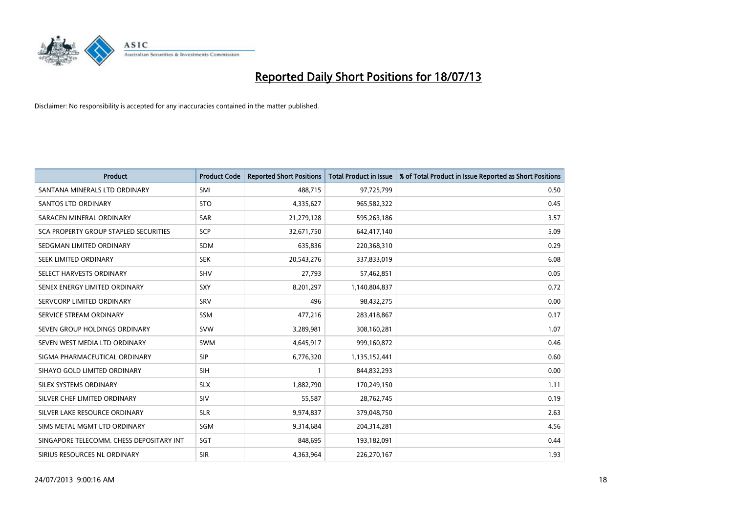# Reported Daily Short Positions for 18/07/13

Disclaimer: No responsibility is accepted for any inaccuracies contained in the matter published.

| Product | Product Code | Reported Short Positions | Total Product in Issue | % of Total Product in Issue Reported as Short Positions |
|---|---|---|---|---|
| SANTANA MINERALS LTD ORDINARY | SMI | 488,715 | 97,725,799 | 0.50 |
| SANTOS LTD ORDINARY | STO | 4,335,627 | 965,582,322 | 0.45 |
| SARACEN MINERAL ORDINARY | SAR | 21,279,128 | 595,263,186 | 3.57 |
| SCA PROPERTY GROUP STAPLED SECURITIES | SCP | 32,671,750 | 642,417,140 | 5.09 |
| SEDGMAN LIMITED ORDINARY | SDM | 635,836 | 220,368,310 | 0.29 |
| SEEK LIMITED ORDINARY | SEK | 20,543,276 | 337,833,019 | 6.08 |
| SELECT HARVESTS ORDINARY | SHV | 27,793 | 57,462,851 | 0.05 |
| SENEX ENERGY LIMITED ORDINARY | SXY | 8,201,297 | 1,140,804,837 | 0.72 |
| SERVCORP LIMITED ORDINARY | SRV | 496 | 98,432,275 | 0.00 |
| SERVICE STREAM ORDINARY | SSM | 477,216 | 283,418,867 | 0.17 |
| SEVEN GROUP HOLDINGS ORDINARY | SVW | 3,289,981 | 308,160,281 | 1.07 |
| SEVEN WEST MEDIA LTD ORDINARY | SWM | 4,645,917 | 999,160,872 | 0.46 |
| SIGMA PHARMACEUTICAL ORDINARY | SIP | 6,776,320 | 1,135,152,441 | 0.60 |
| SIHAYO GOLD LIMITED ORDINARY | SIH | 1 | 844,832,293 | 0.00 |
| SILEX SYSTEMS ORDINARY | SLX | 1,882,790 | 170,249,150 | 1.11 |
| SILVER CHEF LIMITED ORDINARY | SIV | 55,587 | 28,762,745 | 0.19 |
| SILVER LAKE RESOURCE ORDINARY | SLR | 9,974,837 | 379,048,750 | 2.63 |
| SIMS METAL MGMT LTD ORDINARY | SGM | 9,314,684 | 204,314,281 | 4.56 |
| SINGAPORE TELECOMM. CHESS DEPOSITARY INT | SGT | 848,695 | 193,182,091 | 0.44 |
| SIRIUS RESOURCES NL ORDINARY | SIR | 4,363,964 | 226,270,167 | 1.93 |

24/07/2013 9:00:16 AM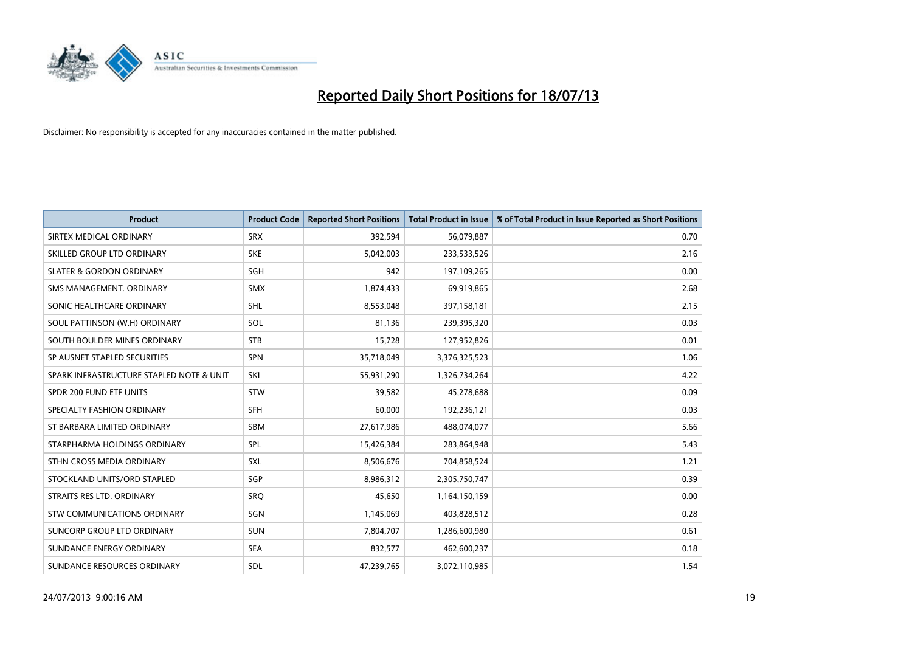# Reported Daily Short Positions for 18/07/13

Disclaimer: No responsibility is accepted for any inaccuracies contained in the matter published.

| Product | Product Code | Reported Short Positions | Total Product in Issue | % of Total Product in Issue Reported as Short Positions |
|---|---|---|---|---|
| SIRTEX MEDICAL ORDINARY | SRX | 392,594 | 56,079,887 | 0.70 |
| SKILLED GROUP LTD ORDINARY | SKE | 5,042,003 | 233,533,526 | 2.16 |
| SLATER & GORDON ORDINARY | SGH | 942 | 197,109,265 | 0.00 |
| SMS MANAGEMENT. ORDINARY | SMX | 1,874,433 | 69,919,865 | 2.68 |
| SONIC HEALTHCARE ORDINARY | SHL | 8,553,048 | 397,158,181 | 2.15 |
| SOUL PATTINSON (W.H) ORDINARY | SOL | 81,136 | 239,395,320 | 0.03 |
| SOUTH BOULDER MINES ORDINARY | STB | 15,728 | 127,952,826 | 0.01 |
| SP AUSNET STAPLED SECURITIES | SPN | 35,718,049 | 3,376,325,523 | 1.06 |
| SPARK INFRASTRUCTURE STAPLED NOTE & UNIT | SKI | 55,931,290 | 1,326,734,264 | 4.22 |
| SPDR 200 FUND ETF UNITS | STW | 39,582 | 45,278,688 | 0.09 |
| SPECIALTY FASHION ORDINARY | SFH | 60,000 | 192,236,121 | 0.03 |
| ST BARBARA LIMITED ORDINARY | SBM | 27,617,986 | 488,074,077 | 5.66 |
| STARPHARMA HOLDINGS ORDINARY | SPL | 15,426,384 | 283,864,948 | 5.43 |
| STHN CROSS MEDIA ORDINARY | SXL | 8,506,676 | 704,858,524 | 1.21 |
| STOCKLAND UNITS/ORD STAPLED | SGP | 8,986,312 | 2,305,750,747 | 0.39 |
| STRAITS RES LTD. ORDINARY | SRQ | 45,650 | 1,164,150,159 | 0.00 |
| STW COMMUNICATIONS ORDINARY | SGN | 1,145,069 | 403,828,512 | 0.28 |
| SUNCORP GROUP LTD ORDINARY | SUN | 7,804,707 | 1,286,600,980 | 0.61 |
| SUNDANCE ENERGY ORDINARY | SEA | 832,577 | 462,600,237 | 0.18 |
| SUNDANCE RESOURCES ORDINARY | SDL | 47,239,765 | 3,072,110,985 | 1.54 |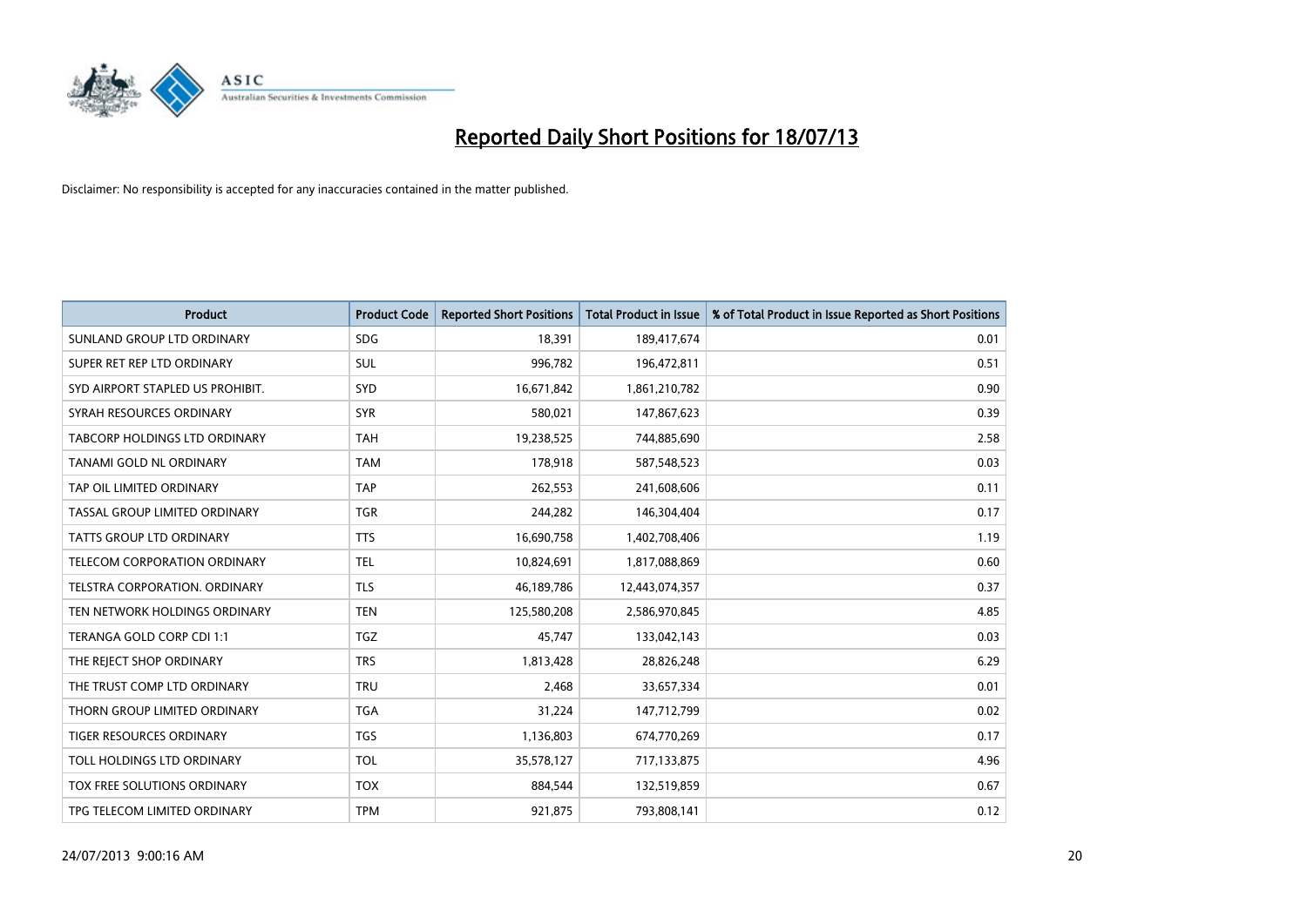# Reported Daily Short Positions for 18/07/13

Disclaimer: No responsibility is accepted for any inaccuracies contained in the matter published.

| Product | Product Code | Reported Short Positions | Total Product in Issue | % of Total Product in Issue Reported as Short Positions |
|---|---|---|---|---|
| SUNLAND GROUP LTD ORDINARY | SDG | 18,391 | 189,417,674 | 0.01 |
| SUPER RET REP LTD ORDINARY | SUL | 996,782 | 196,472,811 | 0.51 |
| SYD AIRPORT STAPLED US PROHIBIT. | SYD | 16,671,842 | 1,861,210,782 | 0.90 |
| SYRAH RESOURCES ORDINARY | SYR | 580,021 | 147,867,623 | 0.39 |
| TABCORP HOLDINGS LTD ORDINARY | TAH | 19,238,525 | 744,885,690 | 2.58 |
| TANAMI GOLD NL ORDINARY | TAM | 178,918 | 587,548,523 | 0.03 |
| TAP OIL LIMITED ORDINARY | TAP | 262,553 | 241,608,606 | 0.11 |
| TASSAL GROUP LIMITED ORDINARY | TGR | 244,282 | 146,304,404 | 0.17 |
| TATTS GROUP LTD ORDINARY | TTS | 16,690,758 | 1,402,708,406 | 1.19 |
| TELECOM CORPORATION ORDINARY | TEL | 10,824,691 | 1,817,088,869 | 0.60 |
| TELSTRA CORPORATION. ORDINARY | TLS | 46,189,786 | 12,443,074,357 | 0.37 |
| TEN NETWORK HOLDINGS ORDINARY | TEN | 125,580,208 | 2,586,970,845 | 4.85 |
| TERANGA GOLD CORP CDI 1:1 | TGZ | 45,747 | 133,042,143 | 0.03 |
| THE REJECT SHOP ORDINARY | TRS | 1,813,428 | 28,826,248 | 6.29 |
| THE TRUST COMP LTD ORDINARY | TRU | 2,468 | 33,657,334 | 0.01 |
| THORN GROUP LIMITED ORDINARY | TGA | 31,224 | 147,712,799 | 0.02 |
| TIGER RESOURCES ORDINARY | TGS | 1,136,803 | 674,770,269 | 0.17 |
| TOLL HOLDINGS LTD ORDINARY | TOL | 35,578,127 | 717,133,875 | 4.96 |
| TOX FREE SOLUTIONS ORDINARY | TOX | 884,544 | 132,519,859 | 0.67 |
| TPG TELECOM LIMITED ORDINARY | TPM | 921,875 | 793,808,141 | 0.12 |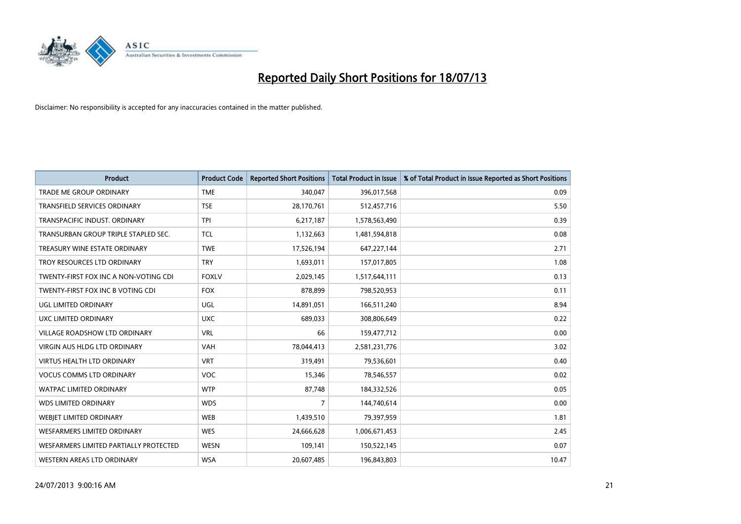# Reported Daily Short Positions for 18/07/13

Disclaimer: No responsibility is accepted for any inaccuracies contained in the matter published.

| Product | Product Code | Reported Short Positions | Total Product in Issue | % of Total Product in Issue Reported as Short Positions |
|---|---|---|---|---|
| TRADE ME GROUP ORDINARY | TME | 340,047 | 396,017,568 | 0.09 |
| TRANSFIELD SERVICES ORDINARY | TSE | 28,170,761 | 512,457,716 | 5.50 |
| TRANSPACIFIC INDUST. ORDINARY | TPI | 6,217,187 | 1,578,563,490 | 0.39 |
| TRANSURBAN GROUP TRIPLE STAPLED SEC. | TCL | 1,132,663 | 1,481,594,818 | 0.08 |
| TREASURY WINE ESTATE ORDINARY | TWE | 17,526,194 | 647,227,144 | 2.71 |
| TROY RESOURCES LTD ORDINARY | TRY | 1,693,011 | 157,017,805 | 1.08 |
| TWENTY-FIRST FOX INC A NON-VOTING CDI | FOXLV | 2,029,145 | 1,517,644,111 | 0.13 |
| TWENTY-FIRST FOX INC B VOTING CDI | FOX | 878,899 | 798,520,953 | 0.11 |
| UGL LIMITED ORDINARY | UGL | 14,891,051 | 166,511,240 | 8.94 |
| UXC LIMITED ORDINARY | UXC | 689,033 | 308,806,649 | 0.22 |
| VILLAGE ROADSHOW LTD ORDINARY | VRL | 66 | 159,477,712 | 0.00 |
| VIRGIN AUS HLDG LTD ORDINARY | VAH | 78,044,413 | 2,581,231,776 | 3.02 |
| VIRTUS HEALTH LTD ORDINARY | VRT | 319,491 | 79,536,601 | 0.40 |
| VOCUS COMMS LTD ORDINARY | VOC | 15,346 | 78,546,557 | 0.02 |
| WATPAC LIMITED ORDINARY | WTP | 87,748 | 184,332,526 | 0.05 |
| WDS LIMITED ORDINARY | WDS | 7 | 144,740,614 | 0.00 |
| WEBJET LIMITED ORDINARY | WEB | 1,439,510 | 79,397,959 | 1.81 |
| WESFARMERS LIMITED ORDINARY | WES | 24,666,628 | 1,006,671,453 | 2.45 |
| WESFARMERS LIMITED PARTIALLY PROTECTED | WESN | 109,141 | 150,522,145 | 0.07 |
| WESTERN AREAS LTD ORDINARY | WSA | 20,607,485 | 196,843,803 | 10.47 |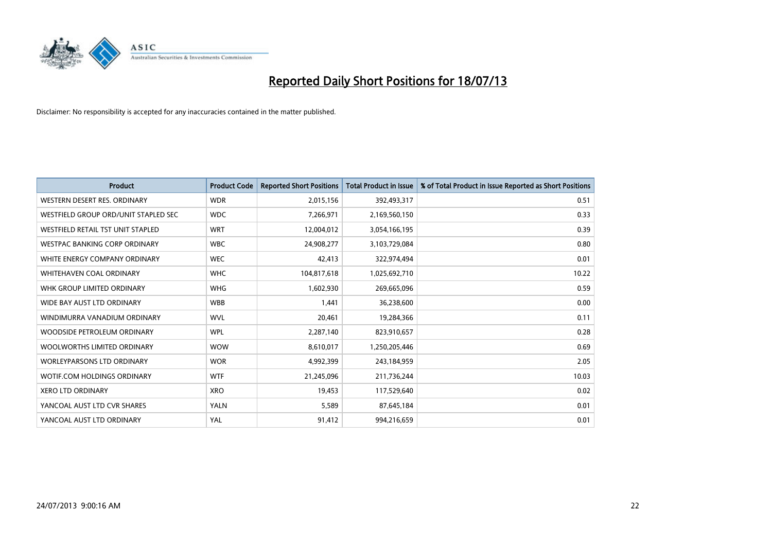# Reported Daily Short Positions for 18/07/13

Disclaimer: No responsibility is accepted for any inaccuracies contained in the matter published.

| Product | Product Code | Reported Short Positions | Total Product in Issue | % of Total Product in Issue Reported as Short Positions |
|---|---|---|---|---|
| WESTERN DESERT RES. ORDINARY | WDR | 2,015,156 | 392,493,317 | 0.51 |
| WESTFIELD GROUP ORD/UNIT STAPLED SEC | WDC | 7,266,971 | 2,169,560,150 | 0.33 |
| WESTFIELD RETAIL TST UNIT STAPLED | WRT | 12,004,012 | 3,054,166,195 | 0.39 |
| WESTPAC BANKING CORP ORDINARY | WBC | 24,908,277 | 3,103,729,084 | 0.80 |
| WHITE ENERGY COMPANY ORDINARY | WEC | 42,413 | 322,974,494 | 0.01 |
| WHITEHAVEN COAL ORDINARY | WHC | 104,817,618 | 1,025,692,710 | 10.22 |
| WHK GROUP LIMITED ORDINARY | WHG | 1,602,930 | 269,665,096 | 0.59 |
| WIDE BAY AUST LTD ORDINARY | WBB | 1,441 | 36,238,600 | 0.00 |
| WINDIMURRA VANADIUM ORDINARY | WVL | 20,461 | 19,284,366 | 0.11 |
| WOODSIDE PETROLEUM ORDINARY | WPL | 2,287,140 | 823,910,657 | 0.28 |
| WOOLWORTHS LIMITED ORDINARY | WOW | 8,610,017 | 1,250,205,446 | 0.69 |
| WORLEYPARSONS LTD ORDINARY | WOR | 4,992,399 | 243,184,959 | 2.05 |
| WOTIF.COM HOLDINGS ORDINARY | WTF | 21,245,096 | 211,736,244 | 10.03 |
| XERO LTD ORDINARY | XRO | 19,453 | 117,529,640 | 0.02 |
| YANCOAL AUST LTD CVR SHARES | YALN | 5,589 | 87,645,184 | 0.01 |
| YANCOAL AUST LTD ORDINARY | YAL | 91,412 | 994,216,659 | 0.01 |

24/07/2013 9:00:16 AM